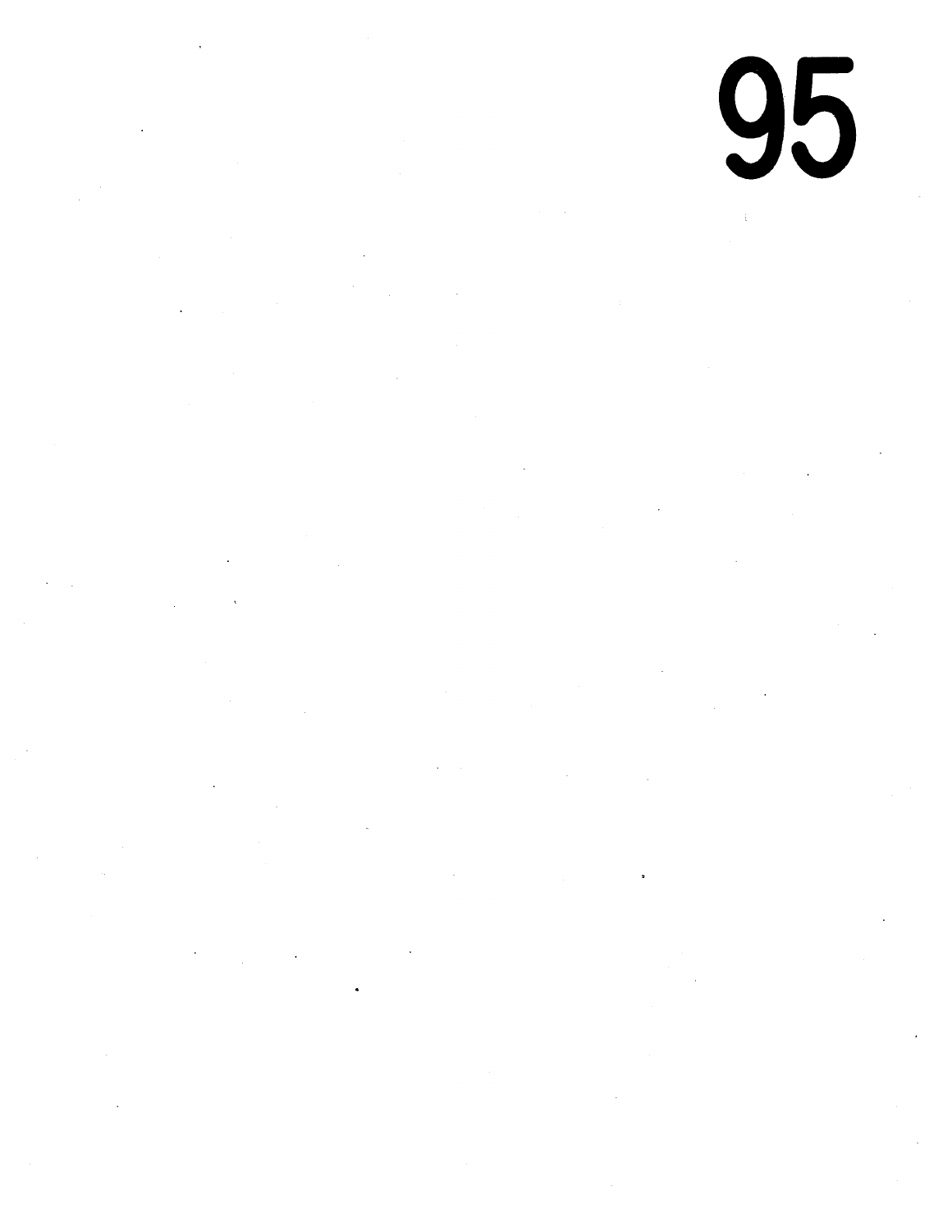95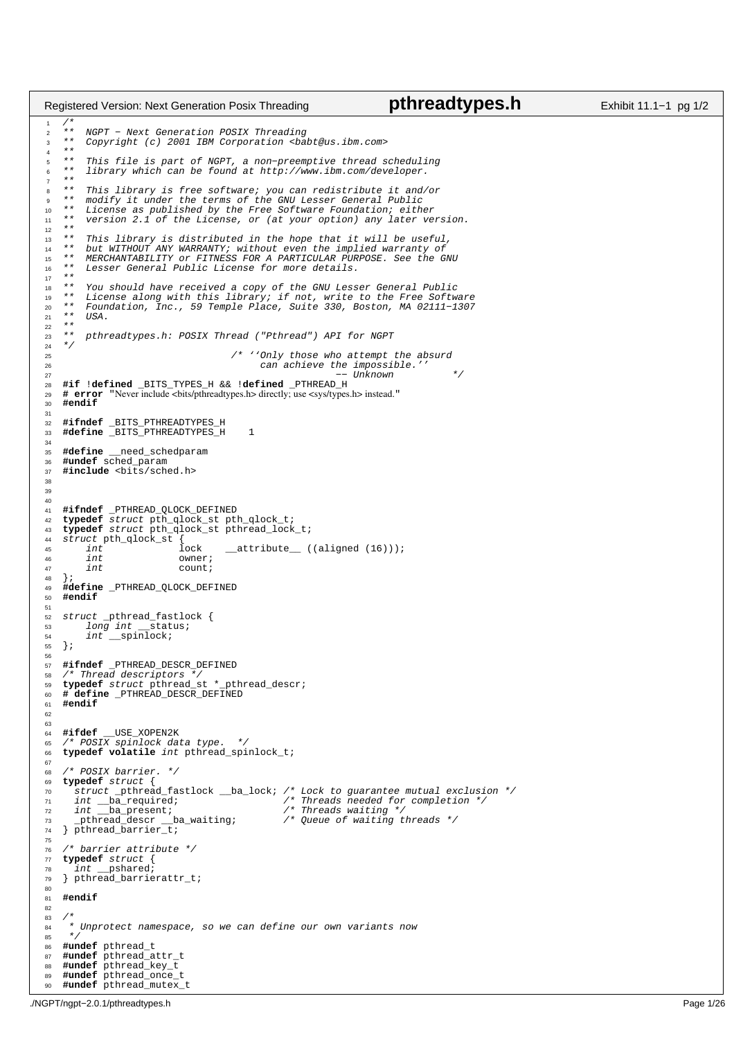```c
/*
**  NGPT - Next Generation POSIX Threading
**  Copyright (c) 2001 IBM Corporation <babt@us.ibm.com>
**
**  This file is part of NGPT, a non-preemptive thread scheduling
**  library which can be found at http://www.ibm.com/developer.
**
**  This library is free software; you can redistribute it and/or
**  modify it under the terms of the GNU Lesser General Public
**  License as published by the Free Software Foundation; either
**  version 2.1 of the License, or (at your option) any later version.
**
**  This library is distributed in the hope that it will be useful,
**  but WITHOUT ANY WARRANTY; without even the implied warranty of
**  MERCHANTABILITY or FITNESS FOR A PARTICULAR PURPOSE. See the GNU
**  Lesser General Public License for more details.
**
**  You should have received a copy of the GNU Lesser General Public
**  License along with this library; if not, write to the Free Software
**  Foundation, Inc., 59 Temple Place, Suite 330, Boston, MA 02111-1307
**  USA.
**
**  pthreadtypes.h: POSIX Thread ("Pthread") API for NGPT
*/
                             /* ''Only those who attempt the absurd
                                  can achieve the impossible.''
                                                  -- Unknown          */
#if !defined _BITS_TYPES_H && !defined _PTHREAD_H
# error "Never include <bits/pthreadtypes.h> directly; use <sys/types.h> instead."
#endif

#ifndef _BITS_PTHREADTYPES_H
#define _BITS_PTHREADTYPES_H    1

#define __need_schedparam
#undef sched_param
#include <bits/sched.h>



#ifndef _PTHREAD_QLOCK_DEFINED
typedef struct pth_qlock_st pth_qlock_t;
typedef struct pth_qlock_st pthread_lock_t;
struct pth_qlock_st {
    int             lock    __attribute__ ((aligned (16)));
    int             owner;
    int             count;
};
#define _PTHREAD_QLOCK_DEFINED
#endif

struct _pthread_fastlock {
    long int __status;
    int __spinlock;
};

#ifndef _PTHREAD_DESCR_DEFINED
/* Thread descriptors */
typedef struct pthread_st *_pthread_descr;
# define _PTHREAD_DESCR_DEFINED
#endif


#ifdef __USE_XOPEN2K
/* POSIX spinlock data type.  */
typedef volatile int pthread_spinlock_t;

/* POSIX barrier. */
typedef struct {
  struct _pthread_fastlock __ba_lock; /* Lock to guarantee mutual exclusion */
  int __ba_required;                  /* Threads needed for completion */
  int __ba_present;                   /* Threads waiting */
  _pthread_descr __ba_waiting;        /* Queue of waiting threads */
} pthread_barrier_t;

/* barrier attribute */
typedef struct {
  int __pshared;
} pthread_barrierattr_t;

#endif

/*
 * Unprotect namespace, so we can define our own variants now
 */
#undef pthread_t
#undef pthread_attr_t
#undef pthread_key_t
#undef pthread_once_t
#undef pthread_mutex_t
```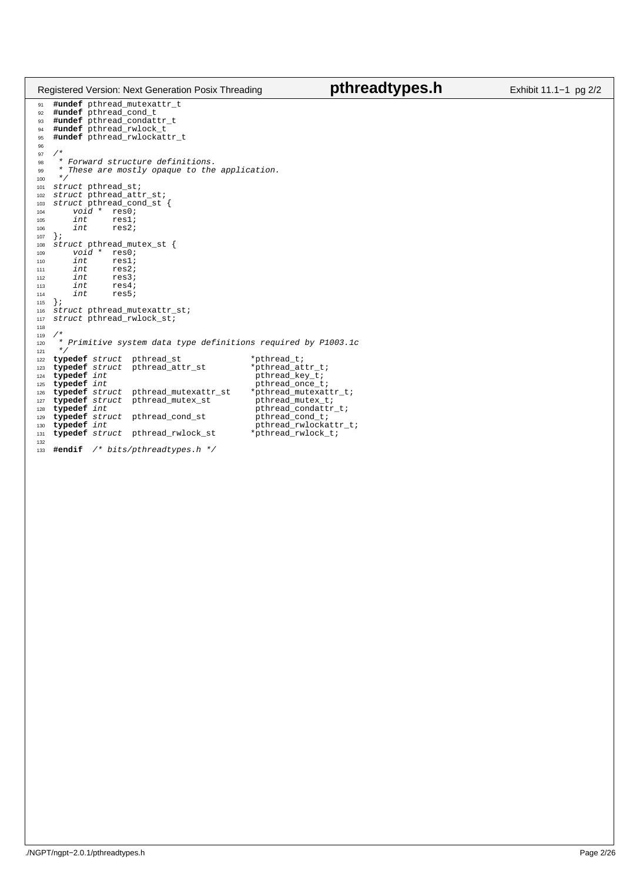```c
#undef pthread_mutexattr_t
#undef pthread_cond_t
#undef pthread_condattr_t
#undef pthread_rwlock_t
#undef pthread_rwlockattr_t

/*
 * Forward structure definitions.
 * These are mostly opaque to the application.
 */
struct pthread_st;
struct pthread_attr_st;
struct pthread_cond_st {
    void *  res0;
    int     res1;
    int     res2;
};
struct pthread_mutex_st {
    void *  res0;
    int     res1;
    int     res2;
    int     res3;
    int     res4;
    int     res5;
};
struct pthread_mutexattr_st;
struct pthread_rwlock_st;

/*
 * Primitive system data type definitions required by P1003.1c
 */
typedef struct  pthread_st              *pthread_t;
typedef struct  pthread_attr_st         *pthread_attr_t;
typedef int                              pthread_key_t;
typedef int                              pthread_once_t;
typedef struct  pthread_mutexattr_st    *pthread_mutexattr_t;
typedef struct  pthread_mutex_st         pthread_mutex_t;
typedef int                              pthread_condattr_t;
typedef struct  pthread_cond_st          pthread_cond_t;
typedef int                              pthread_rwlockattr_t;
typedef struct  pthread_rwlock_st       *pthread_rwlock_t;

#endif  /* bits/pthreadtypes.h */
```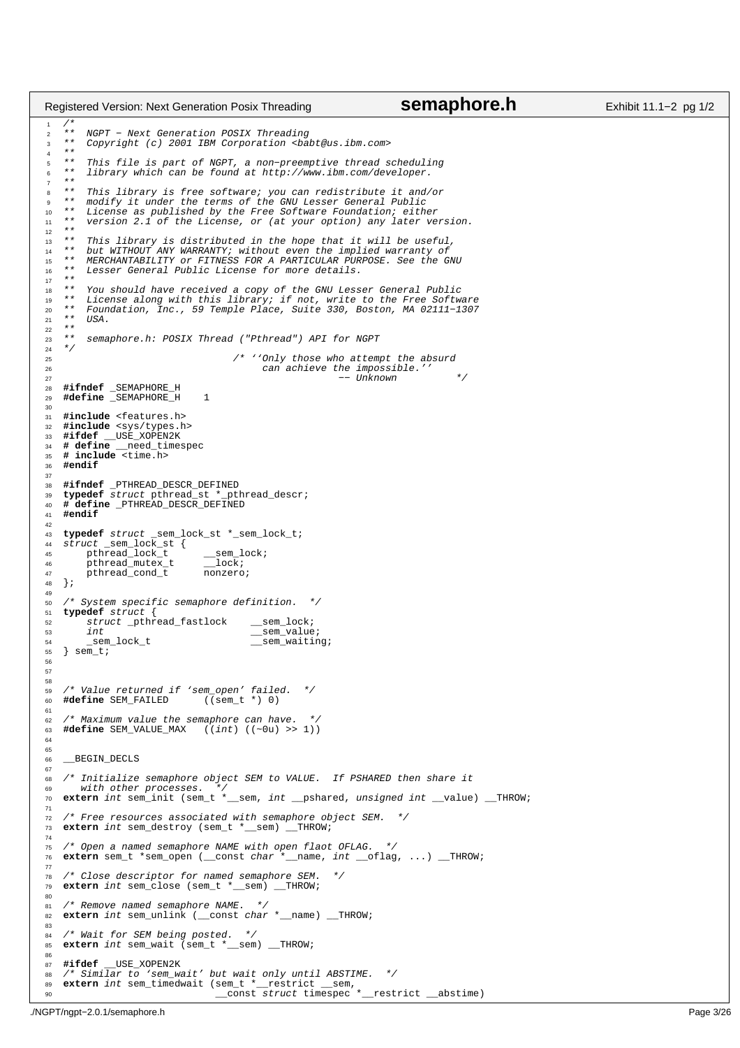```c
/*
**  NGPT - Next Generation POSIX Threading
**  Copyright (c) 2001 IBM Corporation <babt@us.ibm.com>
**
**  This file is part of NGPT, a non-preemptive thread scheduling
**  library which can be found at http://www.ibm.com/developer.
**
**  This library is free software; you can redistribute it and/or
**  modify it under the terms of the GNU Lesser General Public
**  License as published by the Free Software Foundation; either
**  version 2.1 of the License, or (at your option) any later version.
**
**  This library is distributed in the hope that it will be useful,
**  but WITHOUT ANY WARRANTY; without even the implied warranty of
**  MERCHANTABILITY or FITNESS FOR A PARTICULAR PURPOSE. See the GNU
**  Lesser General Public License for more details.
**
**  You should have received a copy of the GNU Lesser General Public
**  License along with this library; if not, write to the Free Software
**  Foundation, Inc., 59 Temple Place, Suite 330, Boston, MA 02111-1307
**  USA.
**
**  semaphore.h: POSIX Thread ("Pthread") API for NGPT
*/
                              /* ''Only those who attempt the absurd
                                   can achieve the impossible.''
                                                   -- Unknown          */
#ifndef _SEMAPHORE_H
#define _SEMAPHORE_H    1

#include <features.h>
#include <sys/types.h>
#ifdef __USE_XOPEN2K
# define __need_timespec
# include <time.h>
#endif

#ifndef _PTHREAD_DESCR_DEFINED
typedef struct pthread_st *_pthread_descr;
# define _PTHREAD_DESCR_DEFINED
#endif

typedef struct _sem_lock_st *_sem_lock_t;
struct _sem_lock_st {
    pthread_lock_t      __sem_lock;
    pthread_mutex_t     __lock;
    pthread_cond_t      nonzero;
};

/* System specific semaphore definition.  */
typedef struct {
    struct _pthread_fastlock    __sem_lock;
    int                         __sem_value;
    _sem_lock_t                 __sem_waiting;
} sem_t;



/* Value returned if 'sem_open' failed.  */
#define SEM_FAILED      ((sem_t *) 0)

/* Maximum value the semaphore can have.  */
#define SEM_VALUE_MAX   ((int) ((~0u) >> 1))


__BEGIN_DECLS

/* Initialize semaphore object SEM to VALUE.  If PSHARED then share it
   with other processes.  */
extern int sem_init (sem_t *__sem, int __pshared, unsigned int __value) __THROW;

/* Free resources associated with semaphore object SEM.  */
extern int sem_destroy (sem_t *__sem) __THROW;

/* Open a named semaphore NAME with open flaot OFLAG.  */
extern sem_t *sem_open (__const char *__name, int __oflag, ...) __THROW;

/* Close descriptor for named semaphore SEM.  */
extern int sem_close (sem_t *__sem) __THROW;

/* Remove named semaphore NAME.  */
extern int sem_unlink (__const char *__name) __THROW;

/* Wait for SEM being posted.  */
extern int sem_wait (sem_t *__sem) __THROW;

#ifdef __USE_XOPEN2K
/* Similar to 'sem_wait' but wait only until ABSTIME.  */
extern int sem_timedwait (sem_t *__restrict __sem,
                          __const struct timespec *__restrict __abstime)
```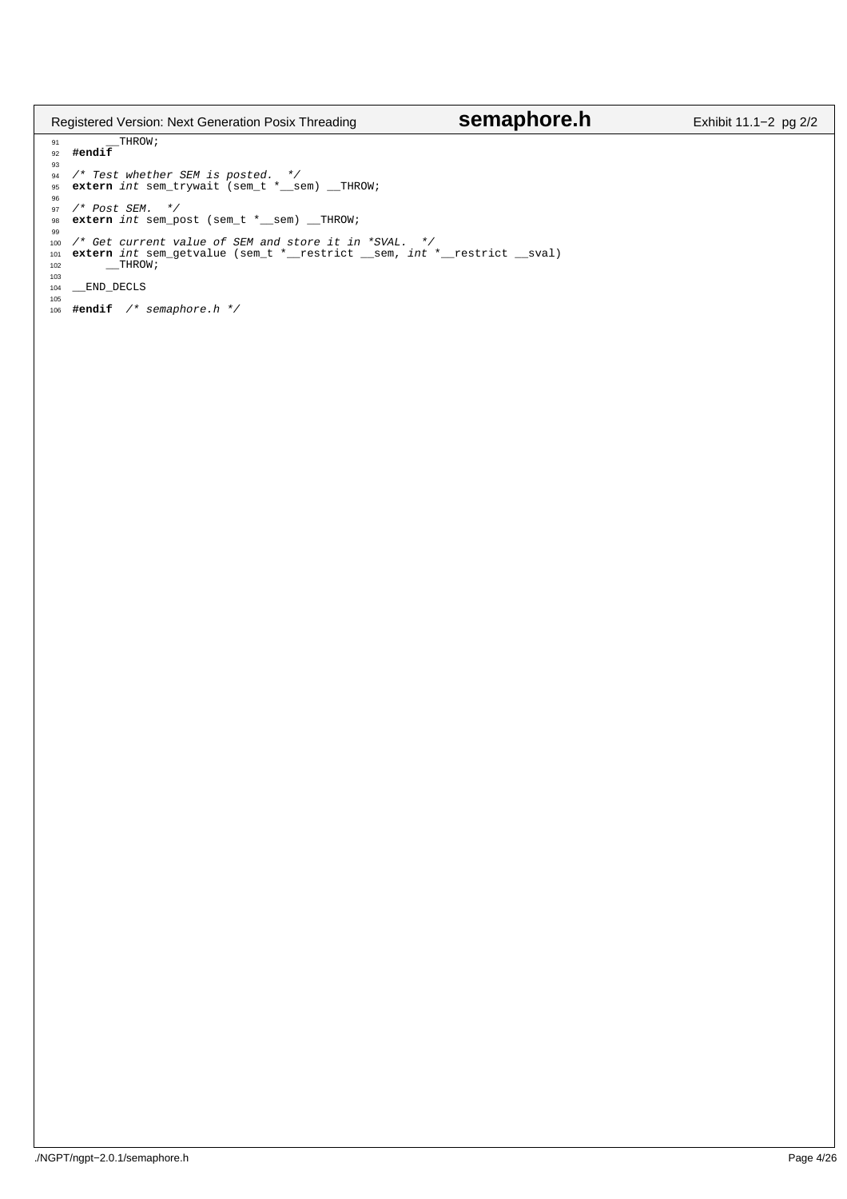```c
       __THROW;
#endif

/* Test whether SEM is posted.  */
extern int sem_trywait (sem_t *__sem) __THROW;

/* Post SEM.  */
extern int sem_post (sem_t *__sem) __THROW;

/* Get current value of SEM and store it in *SVAL.  */
extern int sem_getvalue (sem_t *__restrict __sem, int *__restrict __sval)
       __THROW;

__END_DECLS

#endif  /* semaphore.h */
```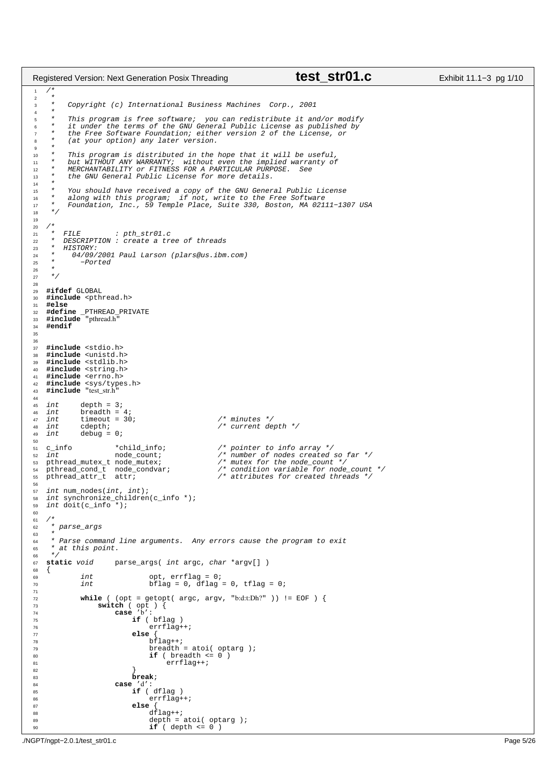```c
/*
 *
 *   Copyright (c) International Business Machines  Corp., 2001
 *
 *   This program is free software;  you can redistribute it and/or modify
 *   it under the terms of the GNU General Public License as published by
 *   the Free Software Foundation; either version 2 of the License, or
 *   (at your option) any later version.
 *
 *   This program is distributed in the hope that it will be useful,
 *   but WITHOUT ANY WARRANTY;  without even the implied warranty of
 *   MERCHANTABILITY or FITNESS FOR A PARTICULAR PURPOSE.  See
 *   the GNU General Public License for more details.
 *
 *   You should have received a copy of the GNU General Public License
 *   along with this program;  if not, write to the Free Software
 *   Foundation, Inc., 59 Temple Place, Suite 330, Boston, MA 02111-1307 USA
 */

/*
 *  FILE        : pth_str01.c
 *  DESCRIPTION : create a tree of threads
 *  HISTORY:
 *    04/09/2001 Paul Larson (plars@us.ibm.com)
 *      -Ported
 *
 */

#ifdef GLOBAL
#include <pthread.h>
#else
#define _PTHREAD_PRIVATE
#include "pthread.h"
#endif


#include <stdio.h>
#include <unistd.h>
#include <stdlib.h>
#include <string.h>
#include <errno.h>
#include <sys/types.h>
#include "test_str.h"

int     depth = 3;
int     breadth = 4;
int     timeout = 30;                   /* minutes */
int     cdepth;                         /* current depth */
int     debug = 0;

c_info          *child_info;            /* pointer to info array */
int             node_count;             /* number of nodes created so far */
pthread_mutex_t node_mutex;             /* mutex for the node_count */
pthread_cond_t  node_condvar;           /* condition variable for node_count */
pthread_attr_t  attr;                   /* attributes for created threads */

int num_nodes(int, int);
int synchronize_children(c_info *);
int doit(c_info *);

/*
 * parse_args
 *
 * Parse command line arguments.  Any errors cause the program to exit
 * at this point.
 */
static void     parse_args( int argc, char *argv[] )
{
        int             opt, errflag = 0;
        int             bflag = 0, dflag = 0, tflag = 0;

        while ( (opt = getopt( argc, argv, "b:d:t:Dh?" )) != EOF ) {
            switch ( opt ) {
                case 'b':
                    if ( bflag )
                        errflag++;
                    else {
                        bflag++;
                        breadth = atoi( optarg );
                        if ( breadth <= 0 )
                            errflag++;
                    }
                    break;
                case 'd':
                    if ( dflag )
                        errflag++;
                    else {
                        dflag++;
                        depth = atoi( optarg );
                        if ( depth <= 0 )
```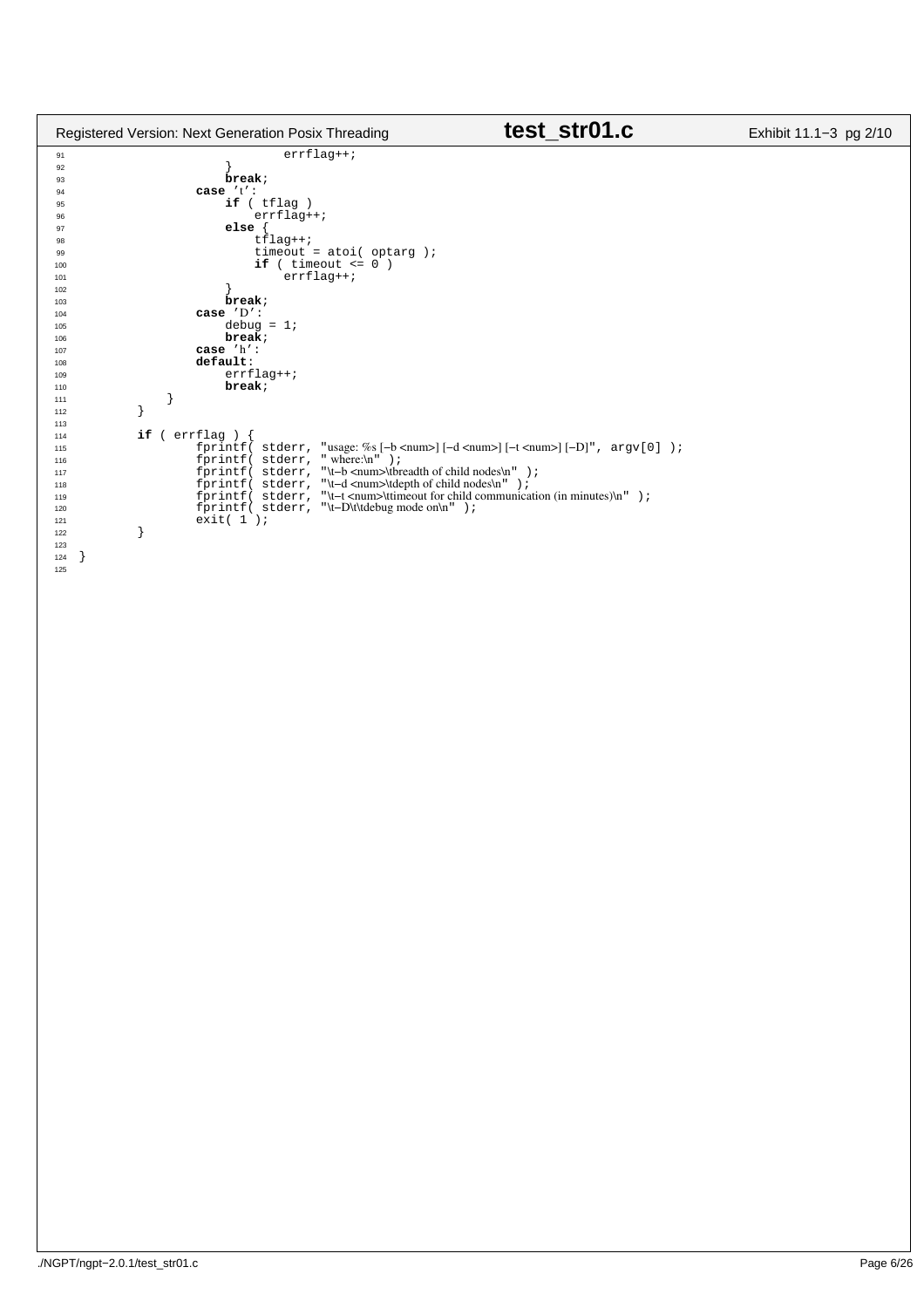```c
                                errflag++;
                        }
                        break;
                case 't':
                        if ( tflag )
                            errflag++;
                        else {
                            tflag++;
                            timeout = atoi( optarg );
                            if ( timeout <= 0 )
                                errflag++;
                        }
                        break;
                case 'D':
                        debug = 1;
                        break;
                case 'h':
                default:
                        errflag++;
                        break;
            }
        }

        if ( errflag ) {
                fprintf( stderr, "usage: %s [-b <num>] [-d <num>] [-t <num>] [-D]", argv[0] );
                fprintf( stderr, " where:\n" );
                fprintf( stderr, "\t-b <num>\tbreadth of child nodes\n" );
                fprintf( stderr, "\t-d <num>\tdepth of child nodes\n" );
                fprintf( stderr, "\t-t <num>\ttimeout for child communication (in minutes)\n" );
                fprintf( stderr, "\t-D\t\tdebug mode on\n" );
                exit( 1 );
        }

}
```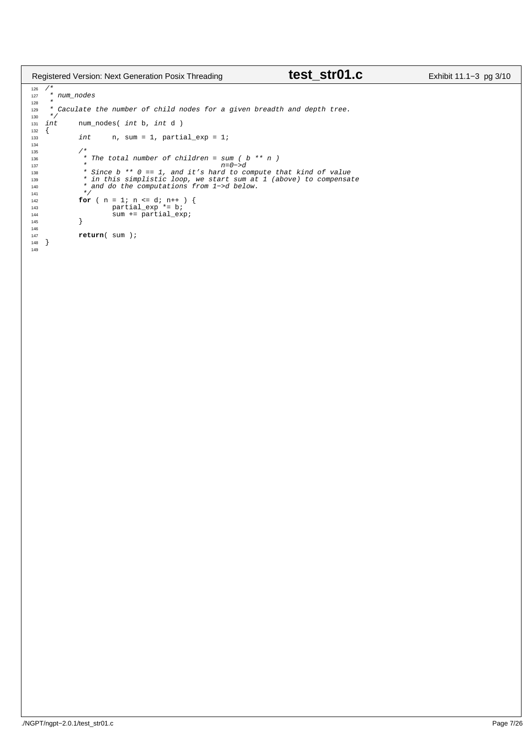```c
/*
 * num_nodes
 *
 * Caculate the number of child nodes for a given breadth and depth tree.
 */
int     num_nodes( int b, int d )
{
        int     n, sum = 1, partial_exp = 1;

        /*
         * The total number of children = sum ( b ** n )
         *                                   n=0->d
         * Since b ** 0 == 1, and it's hard to compute that kind of value
         * in this simplistic loop, we start sum at 1 (above) to compensate
         * and do the computations from 1->d below.
         */
        for ( n = 1; n <= d; n++ ) {
                partial_exp *= b;
                sum += partial_exp;
        }

        return( sum );
}
```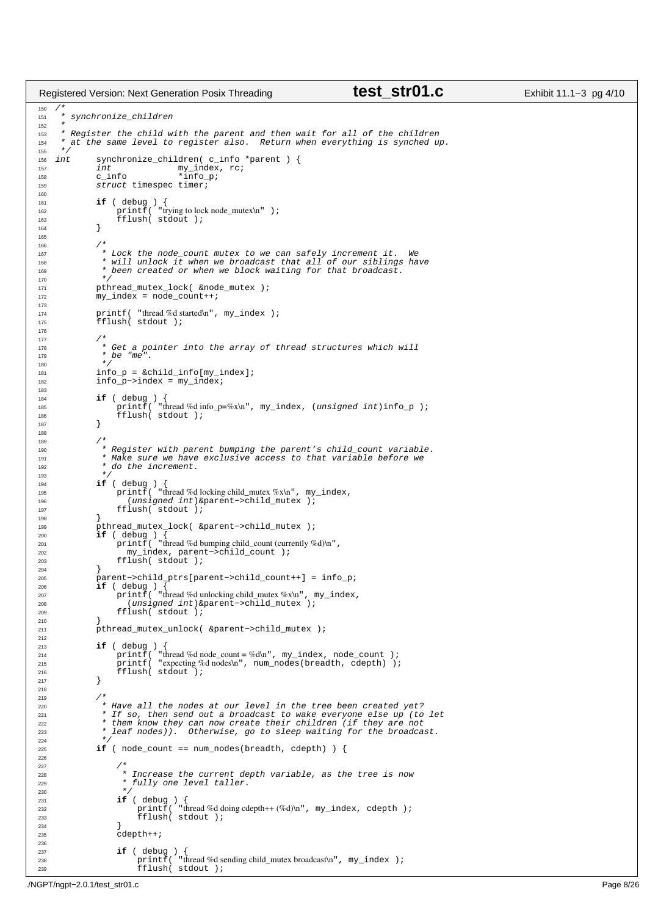```c
/*
 * synchronize_children
 *
 * Register the child with the parent and then wait for all of the children
 * at the same level to register also.  Return when everything is synched up.
 */
int     synchronize_children( c_info *parent ) {
        int             my_index, rc;
        c_info          *info_p;
        struct timespec timer;

        if ( debug ) {
            printf( "trying to lock node_mutex\n" );
            fflush( stdout );
        }

        /*
         * Lock the node_count mutex to we can safely increment it.  We
         * will unlock it when we broadcast that all of our siblings have
         * been created or when we block waiting for that broadcast.
         */
        pthread_mutex_lock( &node_mutex );
        my_index = node_count++;

        printf( "thread %d started\n", my_index );
        fflush( stdout );

        /*
         * Get a pointer into the array of thread structures which will
         * be "me".
         */
        info_p = &child_info[my_index];
        info_p->index = my_index;

        if ( debug ) {
            printf( "thread %d info_p=%x\n", my_index, (unsigned int)info_p );
            fflush( stdout );
        }

        /*
         * Register with parent bumping the parent's child_count variable.
         * Make sure we have exclusive access to that variable before we
         * do the increment.
         */
        if ( debug ) {
            printf( "thread %d locking child_mutex %x\n", my_index,
              (unsigned int)&parent->child_mutex );
            fflush( stdout );
        }
        pthread_mutex_lock( &parent->child_mutex );
        if ( debug ) {
            printf( "thread %d bumping child_count (currently %d)\n",
              my_index, parent->child_count );
            fflush( stdout );
        }
        parent->child_ptrs[parent->child_count++] = info_p;
        if ( debug ) {
            printf( "thread %d unlocking child_mutex %x\n", my_index,
              (unsigned int)&parent->child_mutex );
            fflush( stdout );
        }
        pthread_mutex_unlock( &parent->child_mutex );

        if ( debug ) {
            printf( "thread %d node_count = %d\n", my_index, node_count );
            printf( "expecting %d nodes\n", num_nodes(breadth, cdepth) );
            fflush( stdout );
        }

        /*
         * Have all the nodes at our level in the tree been created yet?
         * If so, then send out a broadcast to wake everyone else up (to let
         * them know they can now create their children (if they are not
         * leaf nodes)).  Otherwise, go to sleep waiting for the broadcast.
         */
        if ( node_count == num_nodes(breadth, cdepth) ) {

            /*
             * Increase the current depth variable, as the tree is now
             * fully one level taller.
             */
            if ( debug ) {
                printf( "thread %d doing cdepth++ (%d)\n", my_index, cdepth );
                fflush( stdout );
            }
            cdepth++;

            if ( debug ) {
                printf( "thread %d sending child_mutex broadcast\n", my_index );
                fflush( stdout );
```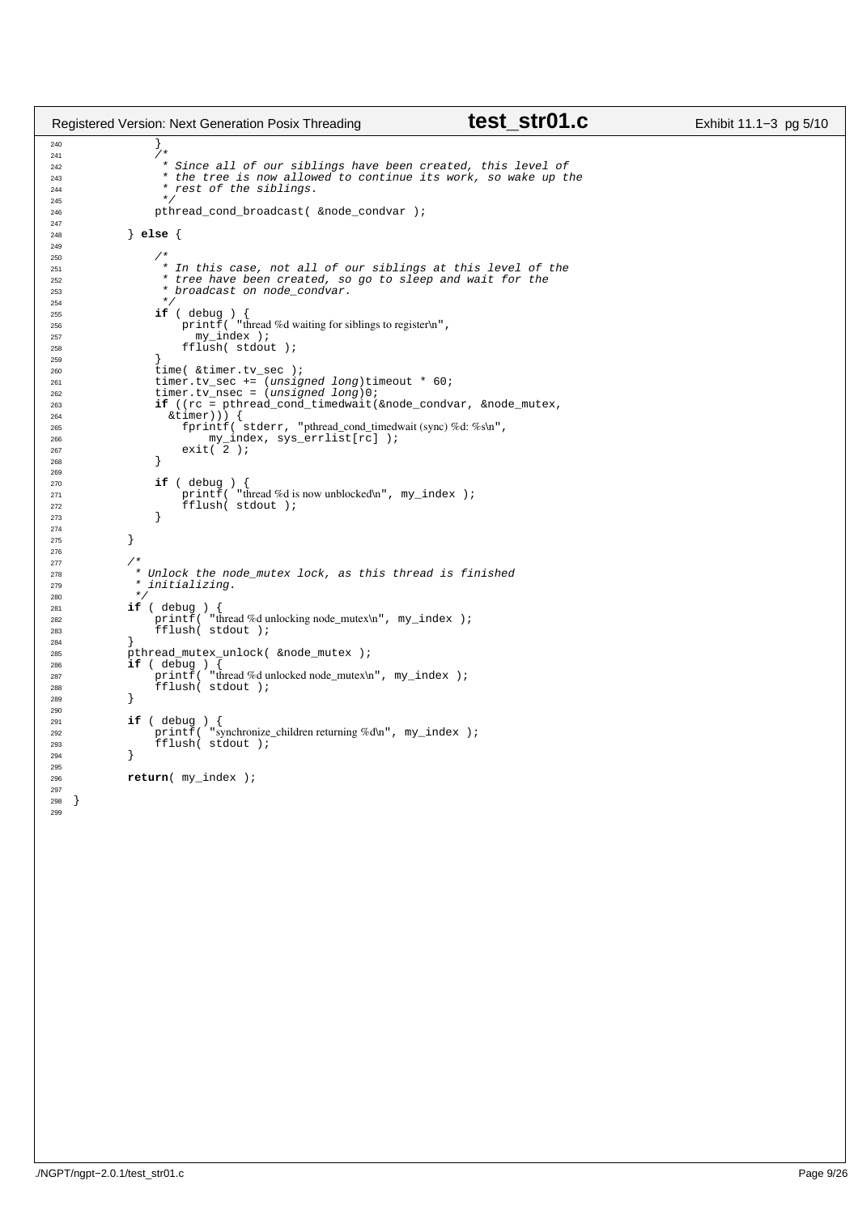```c
            }
            /*
             * Since all of our siblings have been created, this level of
             * the tree is now allowed to continue its work, so wake up the
             * rest of the siblings.
             */
            pthread_cond_broadcast( &node_condvar );

        } else {

            /*
             * In this case, not all of our siblings at this level of the
             * tree have been created, so go to sleep and wait for the
             * broadcast on node_condvar.
             */
            if ( debug ) {
                printf( "thread %d waiting for siblings to register\n",
                  my_index );
                fflush( stdout );
            }
            time( &timer.tv_sec );
            timer.tv_sec += (unsigned long)timeout * 60;
            timer.tv_nsec = (unsigned long)0;
            if ((rc = pthread_cond_timedwait(&node_condvar, &node_mutex,
              &timer))) {
                fprintf( stderr, "pthread_cond_timedwait (sync) %d: %s\n",
                    my_index, sys_errlist[rc] );
                exit( 2 );
            }

            if ( debug ) {
                printf( "thread %d is now unblocked\n", my_index );
                fflush( stdout );
            }

        }

        /*
         * Unlock the node_mutex lock, as this thread is finished
         * initializing.
         */
        if ( debug ) {
            printf( "thread %d unlocking node_mutex\n", my_index );
            fflush( stdout );
        }
        pthread_mutex_unlock( &node_mutex );
        if ( debug ) {
            printf( "thread %d unlocked node_mutex\n", my_index );
            fflush( stdout );
        }

        if ( debug ) {
            printf( "synchronize_children returning %d\n", my_index );
            fflush( stdout );
        }

        return( my_index );

}
```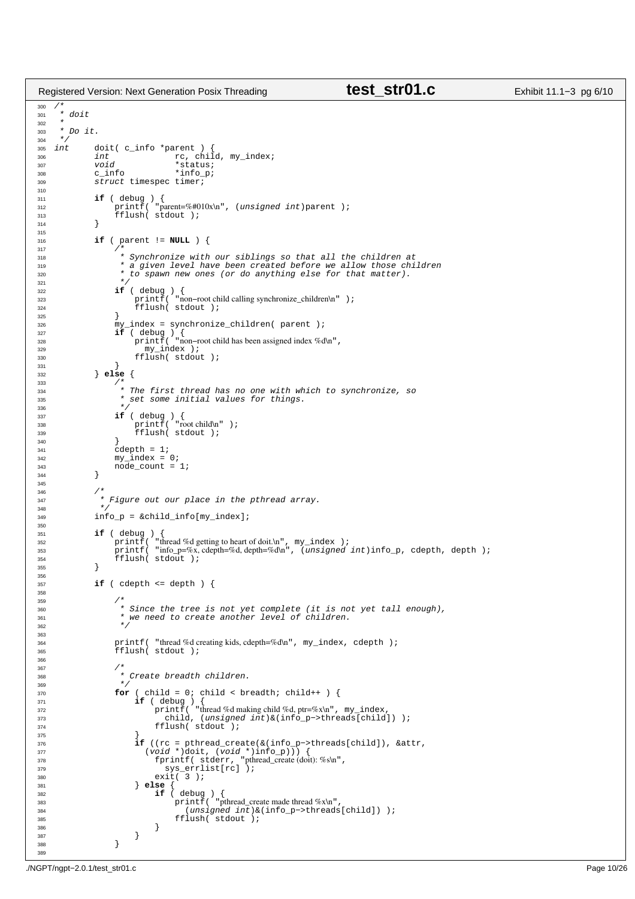```c
/*
 * doit
 *
 * Do it.
 */
int     doit( c_info *parent ) {
        int             rc, child, my_index;
        void            *status;
        c_info          *info_p;
        struct timespec timer;

        if ( debug ) {
            printf( "parent=%#010x\n", (unsigned int)parent );
            fflush( stdout );
        }

        if ( parent != NULL ) {
            /*
             * Synchronize with our siblings so that all the children at
             * a given level have been created before we allow those children
             * to spawn new ones (or do anything else for that matter).
             */
            if ( debug ) {
                printf( "non-root child calling synchronize_children\n" );
                fflush( stdout );
            }
            my_index = synchronize_children( parent );
            if ( debug ) {
                printf( "non-root child has been assigned index %d\n",
                  my_index );
                fflush( stdout );
            }
        } else {
            /*
             * The first thread has no one with which to synchronize, so
             * set some initial values for things.
             */
            if ( debug ) {
                printf( "root child\n" );
                fflush( stdout );
            }
            cdepth = 1;
            my_index = 0;
            node_count = 1;
        }

        /*
         * Figure out our place in the pthread array.
         */
        info_p = &child_info[my_index];

        if ( debug ) {
            printf( "thread %d getting to heart of doit.\n", my_index );
            printf( "info_p=%x, cdepth=%d, depth=%d\n", (unsigned int)info_p, cdepth, depth );
            fflush( stdout );
        }

        if ( cdepth <= depth ) {

            /*
             * Since the tree is not yet complete (it is not yet tall enough),
             * we need to create another level of children.
             */

            printf( "thread %d creating kids, cdepth=%d\n", my_index, cdepth );
            fflush( stdout );

            /*
             * Create breadth children.
             */
            for ( child = 0; child < breadth; child++ ) {
                if ( debug ) {
                    printf( "thread %d making child %d, ptr=%x\n", my_index,
                      child, (unsigned int)&(info_p->threads[child]) );
                    fflush( stdout );
                }
                if ((rc = pthread_create(&(info_p->threads[child]), &attr,
                  (void *)doit, (void *)info_p))) {
                    fprintf( stderr, "pthread_create (doit): %s\n",
                      sys_errlist[rc] );
                    exit( 3 );
                } else {
                    if ( debug ) {
                        printf( "pthread_create made thread %x\n",
                          (unsigned int)&(info_p->threads[child]) );
                        fflush( stdout );
                    }
                }
            }

```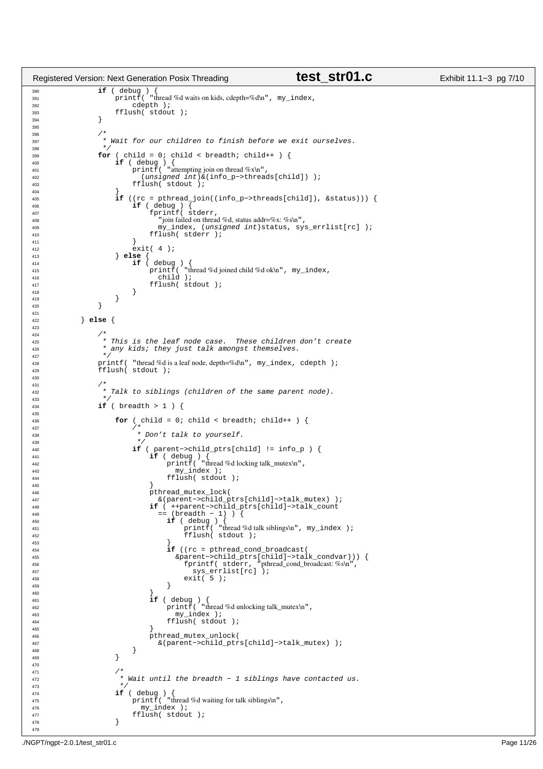```c
390             if ( debug ) {
391                 printf( "thread %d waits on kids, cdepth=%d\n", my_index,
392                     cdepth );
393                 fflush( stdout );
394             }
395 
396             /*
397              * Wait for our children to finish before we exit ourselves.
398              */
399             for ( child = 0; child < breadth; child++ ) {
400                 if ( debug ) {
401                     printf( "attempting join on thread %x\n",
402                       (unsigned int)&(info_p->threads[child]) );
403                     fflush( stdout );
404                 }
405                 if ((rc = pthread_join((info_p->threads[child]), &status))) {
406                     if ( debug ) {
407                         fprintf( stderr,
408                           "join failed on thread %d, status addr=%x: %s\n",
409                           my_index, (unsigned int)status, sys_errlist[rc] );
410                         fflush( stderr );
411                     }
412                     exit( 4 );
413                 } else {
414                     if ( debug ) {
415                         printf( "thread %d joined child %d ok\n", my_index,
416                           child );
417                         fflush( stdout );
418                     }
419                 }
420             }
421 
422         } else {
423 
424             /*
425              * This is the leaf node case.  These children don't create
426              * any kids; they just talk amongst themselves.
427              */
428             printf( "thread %d is a leaf node, depth=%d\n", my_index, cdepth );
429             fflush( stdout );
430 
431             /*
432              * Talk to siblings (children of the same parent node).
433              */
434             if ( breadth > 1 ) {
435 
436                 for ( child = 0; child < breadth; child++ ) {
437                     /*
438                      * Don't talk to yourself.
439                      */
440                     if ( parent->child_ptrs[child] != info_p ) {
441                         if ( debug ) {
442                             printf( "thread %d locking talk_mutex\n",
443                               my_index );
444                             fflush( stdout );
445                         }
446                         pthread_mutex_lock(
447                           &(parent->child_ptrs[child]->talk_mutex) );
448                         if ( ++parent->child_ptrs[child]->talk_count
449                           == (breadth - 1) ) {
450                             if ( debug ) {
451                                 printf( "thread %d talk siblings\n", my_index );
452                                 fflush( stdout );
453                             }
454                             if ((rc = pthread_cond_broadcast(
455                               &parent->child_ptrs[child]->talk_condvar))) {
456                                 fprintf( stderr, "pthread_cond_broadcast: %s\n",
457                                   sys_errlist[rc] );
458                                 exit( 5 );
459                             }
460                         }
461                         if ( debug ) {
462                             printf( "thread %d unlocking talk_mutex\n",
463                               my_index );
464                             fflush( stdout );
465                         }
466                         pthread_mutex_unlock(
467                           &(parent->child_ptrs[child]->talk_mutex) );
468                     }
469                 }
470 
471                 /*
472                  * Wait until the breadth - 1 siblings have contacted us.
473                  */
474                 if ( debug ) {
475                     printf( "thread %d waiting for talk siblings\n",
476                       my_index );
477                     fflush( stdout );
478                 }
479 
```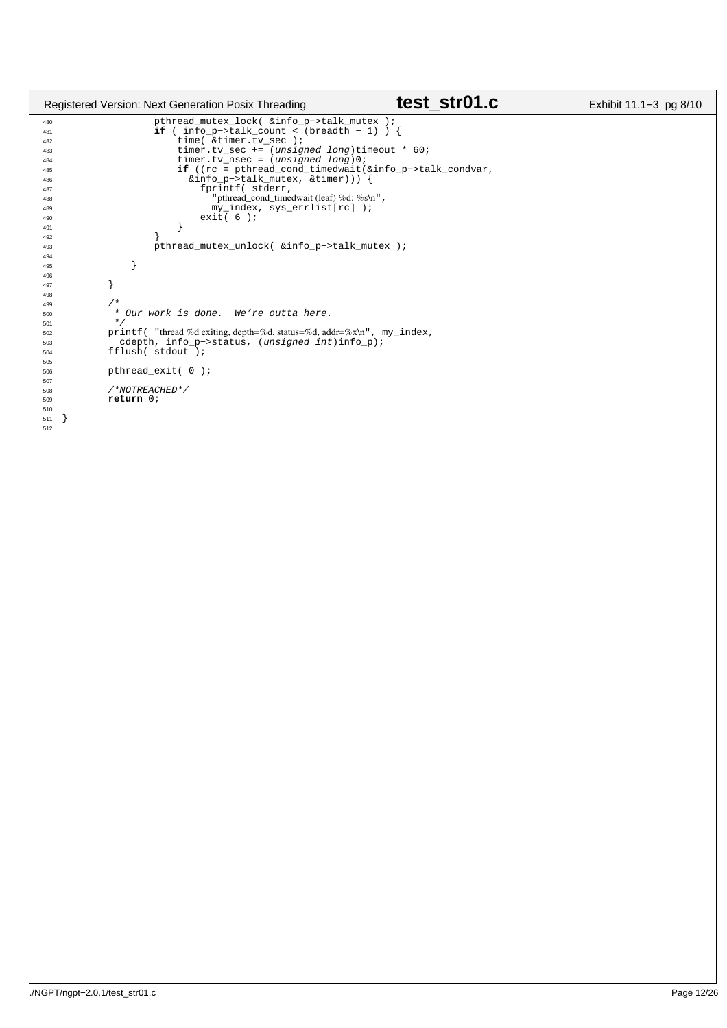```c
                pthread_mutex_lock( &info_p->talk_mutex );
                if ( info_p->talk_count < (breadth - 1) ) {
                    time( &timer.tv_sec );
                    timer.tv_sec += (unsigned long)timeout * 60;
                    timer.tv_nsec = (unsigned long)0;
                    if ((rc = pthread_cond_timedwait(&info_p->talk_condvar,
                      &info_p->talk_mutex, &timer))) {
                        fprintf( stderr,
                          "pthread_cond_timedwait (leaf) %d: %s\n",
                          my_index, sys_errlist[rc] );
                        exit( 6 );
                    }
                }
                pthread_mutex_unlock( &info_p->talk_mutex );

            }

        }

        /*
         * Our work is done.  We're outta here.
         */
        printf( "thread %d exiting, depth=%d, status=%d, addr=%x\n", my_index,
          cdepth, info_p->status, (unsigned int)info_p);
        fflush( stdout );

        pthread_exit( 0 );

        /*NOTREACHED*/
        return 0;

}
```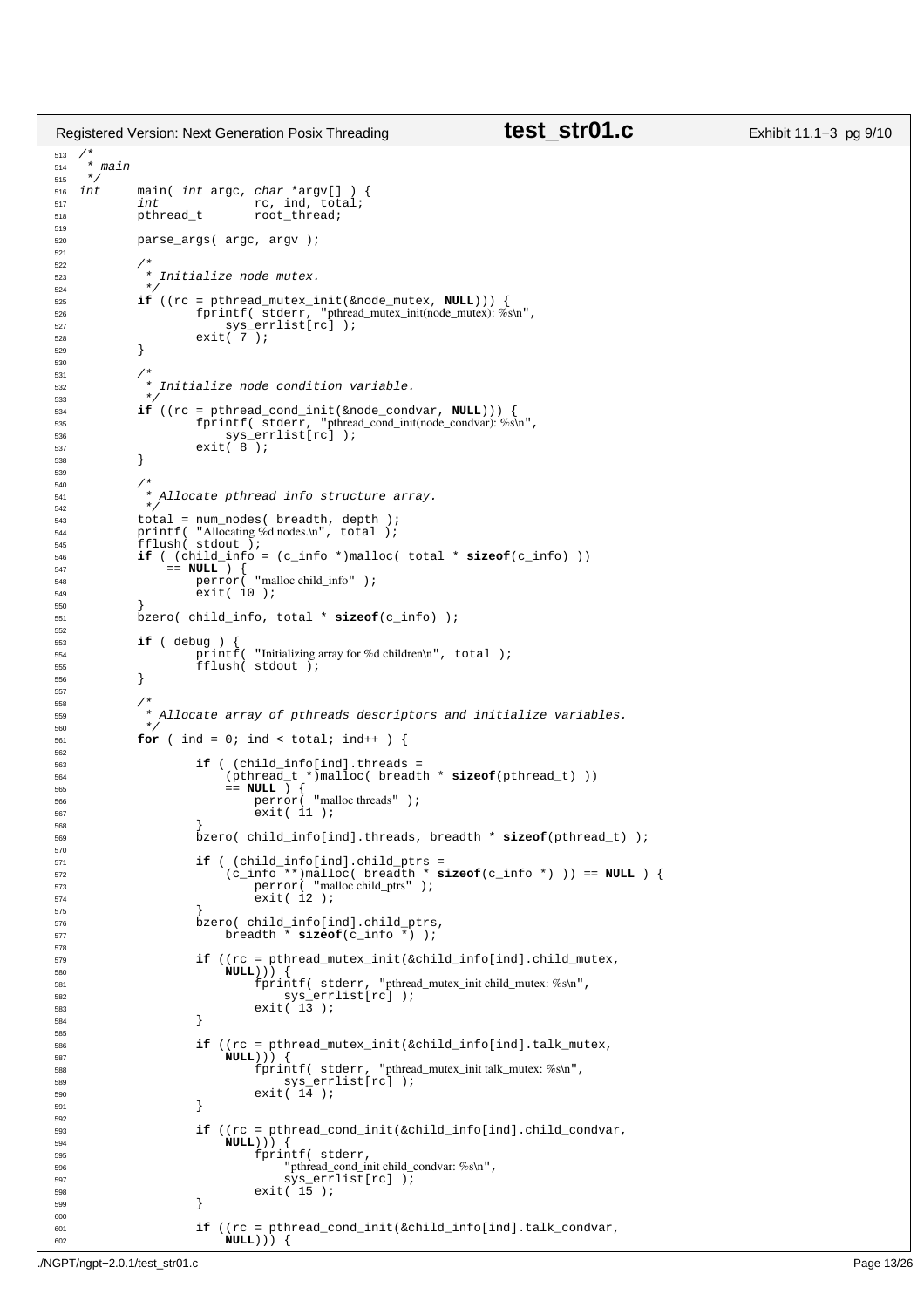```c
/*
 * main
 */
int     main( int argc, char *argv[] ) {
        int             rc, ind, total;
        pthread_t       root_thread;

        parse_args( argc, argv );

        /*
         * Initialize node mutex.
         */
        if ((rc = pthread_mutex_init(&node_mutex, NULL))) {
                fprintf( stderr, "pthread_mutex_init(node_mutex): %s\n",
                    sys_errlist[rc] );
                exit( 7 );
        }

        /*
         * Initialize node condition variable.
         */
        if ((rc = pthread_cond_init(&node_condvar, NULL))) {
                fprintf( stderr, "pthread_cond_init(node_condvar): %s\n",
                    sys_errlist[rc] );
                exit( 8 );
        }

        /*
         * Allocate pthread info structure array.
         */
        total = num_nodes( breadth, depth );
        printf( "Allocating %d nodes.\n", total );
        fflush( stdout );
        if ( (child_info = (c_info *)malloc( total * sizeof(c_info) ))
            == NULL ) {
                perror( "malloc child_info" );
                exit( 10 );
        }
        bzero( child_info, total * sizeof(c_info) );

        if ( debug ) {
                printf( "Initializing array for %d children\n", total );
                fflush( stdout );
        }

        /*
         * Allocate array of pthreads descriptors and initialize variables.
         */
        for ( ind = 0; ind < total; ind++ ) {

                if ( (child_info[ind].threads =
                    (pthread_t *)malloc( breadth * sizeof(pthread_t) ))
                    == NULL ) {
                        perror( "malloc threads" );
                        exit( 11 );
                }
                bzero( child_info[ind].threads, breadth * sizeof(pthread_t) );

                if ( (child_info[ind].child_ptrs =
                    (c_info **)malloc( breadth * sizeof(c_info *) )) == NULL ) {
                        perror( "malloc child_ptrs" );
                        exit( 12 );
                }
                bzero( child_info[ind].child_ptrs,
                    breadth * sizeof(c_info *) );

                if ((rc = pthread_mutex_init(&child_info[ind].child_mutex,
                    NULL))) {
                        fprintf( stderr, "pthread_mutex_init child_mutex: %s\n",
                            sys_errlist[rc] );
                        exit( 13 );
                }

                if ((rc = pthread_mutex_init(&child_info[ind].talk_mutex,
                    NULL))) {
                        fprintf( stderr, "pthread_mutex_init talk_mutex: %s\n",
                            sys_errlist[rc] );
                        exit( 14 );
                }

                if ((rc = pthread_cond_init(&child_info[ind].child_condvar,
                    NULL))) {
                        fprintf( stderr,
                            "pthread_cond_init child_condvar: %s\n",
                            sys_errlist[rc] );
                        exit( 15 );
                }

                if ((rc = pthread_cond_init(&child_info[ind].talk_condvar,
                    NULL))) {
```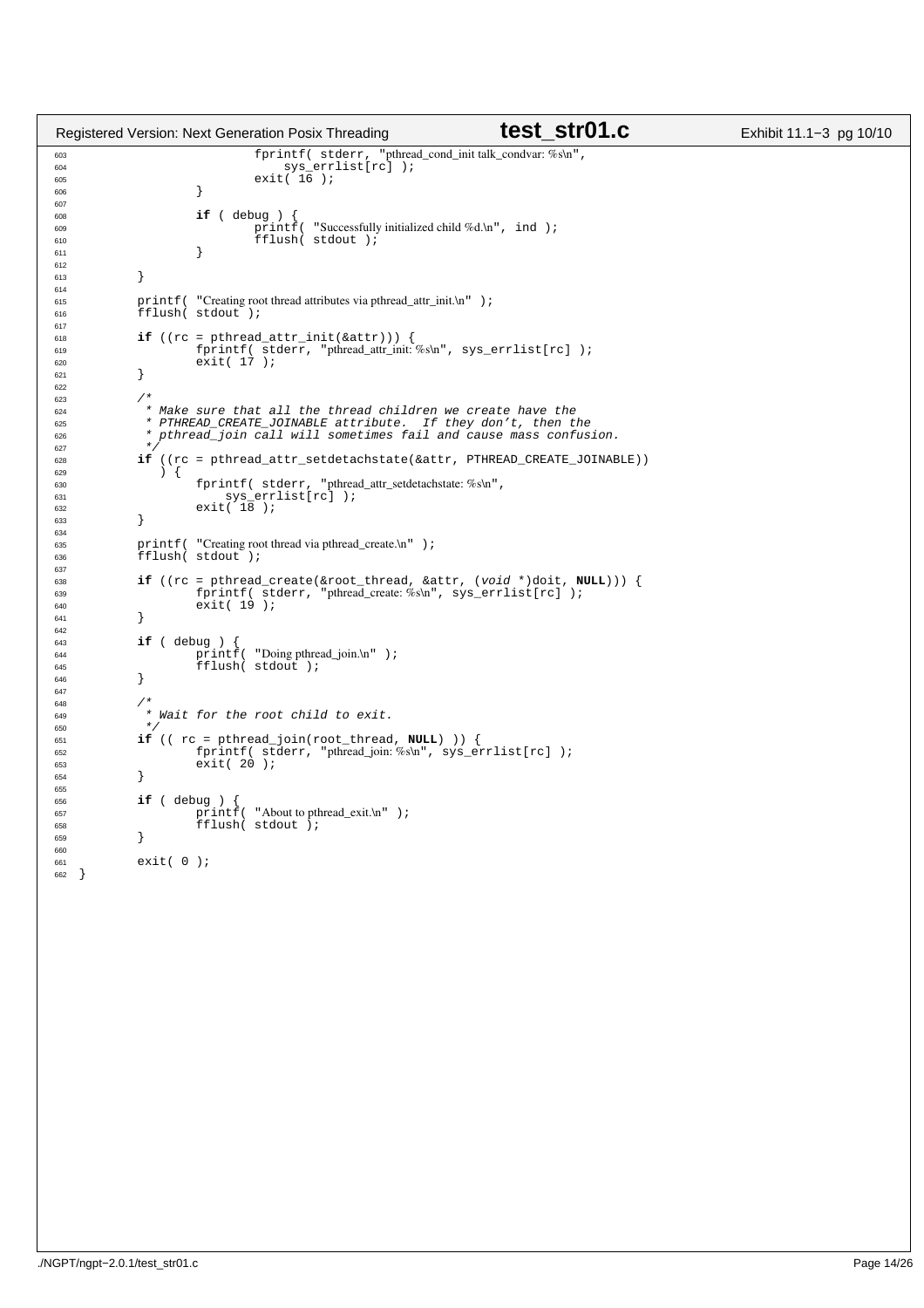```c
                        fprintf( stderr, "pthread_cond_init talk_condvar: %s\n",
                            sys_errlist[rc] );
                        exit( 16 );
                }

                if ( debug ) {
                        printf( "Successfully initialized child %d.\n", ind );
                        fflush( stdout );
                }

        }

        printf( "Creating root thread attributes via pthread_attr_init.\n" );
        fflush( stdout );

        if ((rc = pthread_attr_init(&attr))) {
                fprintf( stderr, "pthread_attr_init: %s\n", sys_errlist[rc] );
                exit( 17 );
        }

        /*
         * Make sure that all the thread children we create have the
         * PTHREAD_CREATE_JOINABLE attribute.  If they don't, then the
         * pthread_join call will sometimes fail and cause mass confusion.
         */
        if ((rc = pthread_attr_setdetachstate(&attr, PTHREAD_CREATE_JOINABLE))
           ) {
                fprintf( stderr, "pthread_attr_setdetachstate: %s\n",
                    sys_errlist[rc] );
                exit( 18 );
        }

        printf( "Creating root thread via pthread_create.\n" );
        fflush( stdout );

        if ((rc = pthread_create(&root_thread, &attr, (void *)doit, NULL))) {
                fprintf( stderr, "pthread_create: %s\n", sys_errlist[rc] );
                exit( 19 );
        }

        if ( debug ) {
                printf( "Doing pthread_join.\n" );
                fflush( stdout );
        }

        /*
         * Wait for the root child to exit.
         */
        if (( rc = pthread_join(root_thread, NULL) )) {
                fprintf( stderr, "pthread_join: %s\n", sys_errlist[rc] );
                exit( 20 );
        }

        if ( debug ) {
                printf( "About to pthread_exit.\n" );
                fflush( stdout );
        }

        exit( 0 );
}
```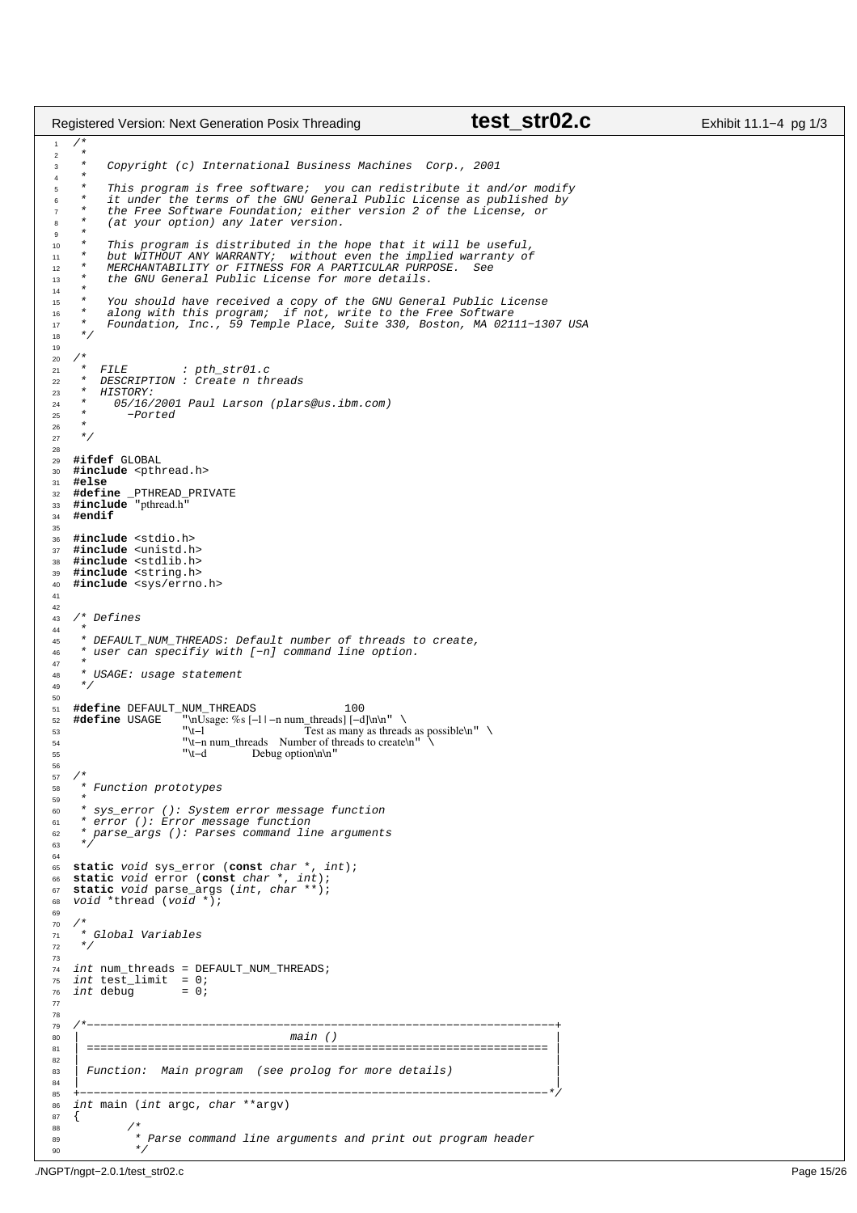```c
/*
 *
 *   Copyright (c) International Business Machines  Corp., 2001
 *
 *   This program is free software;  you can redistribute it and/or modify
 *   it under the terms of the GNU General Public License as published by
 *   the Free Software Foundation; either version 2 of the License, or
 *   (at your option) any later version.
 *
 *   This program is distributed in the hope that it will be useful,
 *   but WITHOUT ANY WARRANTY;  without even the implied warranty of
 *   MERCHANTABILITY or FITNESS FOR A PARTICULAR PURPOSE.  See
 *   the GNU General Public License for more details.
 *
 *   You should have received a copy of the GNU General Public License
 *   along with this program;  if not, write to the Free Software
 *   Foundation, Inc., 59 Temple Place, Suite 330, Boston, MA 02111-1307 USA
 */

/*
 *  FILE        : pth_str01.c
 *  DESCRIPTION : Create n threads
 *  HISTORY:
 *    05/16/2001 Paul Larson (plars@us.ibm.com)
 *      -Ported
 *
 */

#ifdef GLOBAL
#include <pthread.h>
#else
#define _PTHREAD_PRIVATE
#include "pthread.h"
#endif

#include <stdio.h>
#include <unistd.h>
#include <stdlib.h>
#include <string.h>
#include <sys/errno.h>


/* Defines
 *
 * DEFAULT_NUM_THREADS: Default number of threads to create,
 * user can specifiy with [-n] command line option.
 *
 * USAGE: usage statement
 */

#define DEFAULT_NUM_THREADS             100
#define USAGE   "\nUsage: %s [-l | -n num_threads] [-d]\n\n" \
                "\t-l                  Test as many as threads as possible\n" \
                "\t-n num_threads    Number of threads to create\n" \
                "\t-d           Debug option\n\n"

/*
 * Function prototypes
 *
 * sys_error (): System error message function
 * error (): Error message function
 * parse_args (): Parses command line arguments
 */

static void sys_error (const char *, int);
static void error (const char *, int);
static void parse_args (int, char **);
void *thread (void *);

/*
 * Global Variables
 */

int num_threads = DEFAULT_NUM_THREADS;
int test_limit  = 0;
int debug       = 0;


/*---------------------------------------------------------------------+
|                               main ()                                |
| ==================================================================== |
|                                                                      |
| Function:  Main program  (see prolog for more details)               |
|                                                                      |
+---------------------------------------------------------------------*/
int main (int argc, char **argv)
{
        /*
         * Parse command line arguments and print out program header
         */
```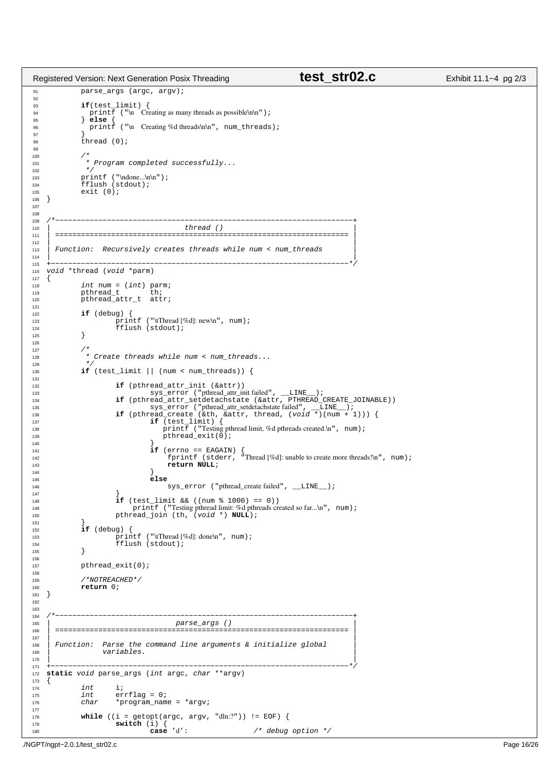```c
	parse_args (argc, argv);

	if(test_limit) {
	  printf ("\n  Creating as many threads as possible\n\n");
	} else {
	  printf ("\n  Creating %d threads\n\n", num_threads);
	}
	thread (0);

	/*
	 * Program completed successfully...
	 */
	printf ("\ndone...\n\n");
	fflush (stdout);
	exit (0);
}


/*---------------------------------------------------------------------+
|                               thread ()                              |
| ==================================================================== |
|                                                                      |
| Function:  Recursively creates threads while num < num_threads       |
|                                                                      |
+---------------------------------------------------------------------*/
void *thread (void *parm)
{
	int num = (int) parm;
	pthread_t      th;
	pthread_attr_t  attr;

	if (debug) {
		printf ("\tThread [%d]: new\n", num);
		fflush (stdout);
	}

	/*
	 * Create threads while num < num_threads...
	 */
	if (test_limit || (num < num_threads)) {

		if (pthread_attr_init (&attr))
			sys_error ("pthread_attr_init failed", __LINE__);
		if (pthread_attr_setdetachstate (&attr, PTHREAD_CREATE_JOINABLE))
			sys_error ("pthread_attr_setdetachstate failed", __LINE__);
		if (pthread_create (&th, &attr, thread, (void *)(num + 1))) {
			if (test_limit) {
			   printf ("Testing pthread limit, %d pthreads created.\n", num);
			   pthread_exit(0);
			}
			if (errno == EAGAIN) {
			    fprintf (stderr, "Thread [%d]: unable to create more threads!\n", num);
			    return NULL;
			}
			else
			    sys_error ("pthread_create failed", __LINE__);
		}
		if (test_limit && ((num % 1000) == 0))
		    printf ("Testing pthread limit: %d pthreads created so far...\n", num);
		pthread_join (th, (void *) NULL);
	}
	if (debug) {
		printf ("\tThread [%d]: done\n", num);
		fflush (stdout);
	}

	pthread_exit(0);

	/*NOTREACHED*/
	return 0;
}


/*---------------------------------------------------------------------+
|                             parse_args ()                            |
| ==================================================================== |
|                                                                      |
| Function:  Parse the command line arguments & initialize global      |
|            variables.                                                |
|                                                                      |
+---------------------------------------------------------------------*/
static void parse_args (int argc, char **argv)
{
	int	i;
	int	errflag = 0;
	char	*program_name = *argv;

	while ((i = getopt(argc, argv, "dln:?")) != EOF) {
		switch (i) {
			case 'd':		/* debug option */
```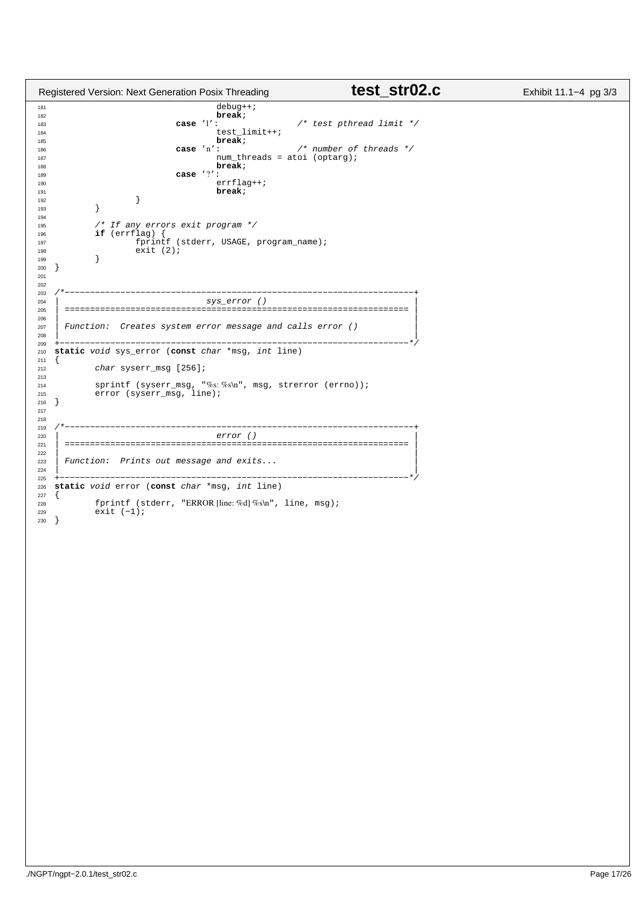```c
181                                 debug++;
182                                 break;
183                         case 'l':               /* test pthread limit */
184                                 test_limit++;
185                                 break;
186                         case 'n':               /* number of threads */
187                                 num_threads = atoi (optarg);
188                                 break;
189                         case '?':
190                                 errflag++;
191                                 break;
192                 }
193         }
194 
195         /* If any errors exit program */
196         if (errflag) {
197                 fprintf (stderr, USAGE, program_name);
198                 exit (2);
199         }
200 }
201 
202 
203 /*---------------------------------------------------------------------+
204 |                               sys_error ()                           |
205 | ==================================================================== |
206 |                                                                      |
207 | Function:  Creates system error message and calls error ()           |
208 |                                                                      |
209 +---------------------------------------------------------------------*/
210 static void sys_error (const char *msg, int line)
211 {
212         char syserr_msg [256];
213 
214         sprintf (syserr_msg, "%s: %s\n", msg, strerror (errno));
215         error (syserr_msg, line);
216 }
217 
218 
219 /*---------------------------------------------------------------------+
220 |                               error ()                               |
221 | ==================================================================== |
222 |                                                                      |
223 | Function:  Prints out message and exits...                           |
224 |                                                                      |
225 +---------------------------------------------------------------------*/
226 static void error (const char *msg, int line)
227 {
228         fprintf (stderr, "ERROR [line: %d] %s\n", line, msg);
229         exit (-1);
230 }
```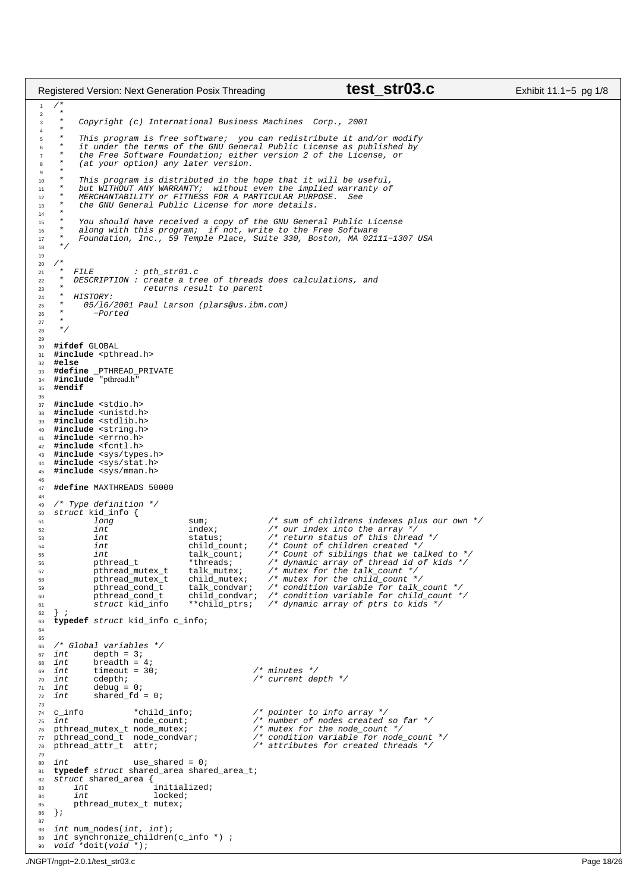```c
/*
 *
 *   Copyright (c) International Business Machines  Corp., 2001
 *
 *   This program is free software;  you can redistribute it and/or modify
 *   it under the terms of the GNU General Public License as published by
 *   the Free Software Foundation; either version 2 of the License, or
 *   (at your option) any later version.
 *
 *   This program is distributed in the hope that it will be useful,
 *   but WITHOUT ANY WARRANTY;  without even the implied warranty of
 *   MERCHANTABILITY or FITNESS FOR A PARTICULAR PURPOSE.  See
 *   the GNU General Public License for more details.
 *
 *   You should have received a copy of the GNU General Public License
 *   along with this program;  if not, write to the Free Software
 *   Foundation, Inc., 59 Temple Place, Suite 330, Boston, MA 02111-1307 USA
 */

/*
 *  FILE        : pth_str01.c
 *  DESCRIPTION : create a tree of threads does calculations, and
 *                returns result to parent
 *  HISTORY:
 *    05/16/2001 Paul Larson (plars@us.ibm.com)
 *      -Ported
 *
 */

#ifdef GLOBAL
#include <pthread.h>
#else
#define _PTHREAD_PRIVATE
#include "pthread.h"
#endif

#include <stdio.h>
#include <unistd.h>
#include <stdlib.h>
#include <string.h>
#include <errno.h>
#include <fcntl.h>
#include <sys/types.h>
#include <sys/stat.h>
#include <sys/mman.h>

#define MAXTHREADS 50000

/* Type definition */
struct kid_info {
        long              sum;            /* sum of childrens indexes plus our own */
        int               index;          /* our index into the array */
        int               status;         /* return status of this thread */
        int               child_count;    /* Count of children created */
        int               talk_count;     /* Count of siblings that we talked to */
        pthread_t         *threads;       /* dynamic array of thread id of kids */
        pthread_mutex_t   talk_mutex;     /* mutex for the talk_count */
        pthread_mutex_t   child_mutex;    /* mutex for the child_count */
        pthread_cond_t    talk_condvar;   /* condition variable for talk_count */
        pthread_cond_t    child_condvar;  /* condition variable for child_count */
        struct kid_info   **child_ptrs;   /* dynamic array of ptrs to kids */
} ;
typedef struct kid_info c_info;


/* Global variables */
int     depth = 3;
int     breadth = 4;
int     timeout = 30;                   /* minutes */
int     cdepth;                         /* current depth */
int     debug = 0;
int     shared_fd = 0;

c_info          *child_info;            /* pointer to info array */
int             node_count;             /* number of nodes created so far */
pthread_mutex_t node_mutex;             /* mutex for the node_count */
pthread_cond_t  node_condvar;           /* condition variable for node_count */
pthread_attr_t  attr;                   /* attributes for created threads */

int             use_shared = 0;
typedef struct shared_area shared_area_t;
struct shared_area {
    int             initialized;
    int             locked;
    pthread_mutex_t mutex;
};

int num_nodes(int, int);
int synchronize_children(c_info *) ;
void *doit(void *);
```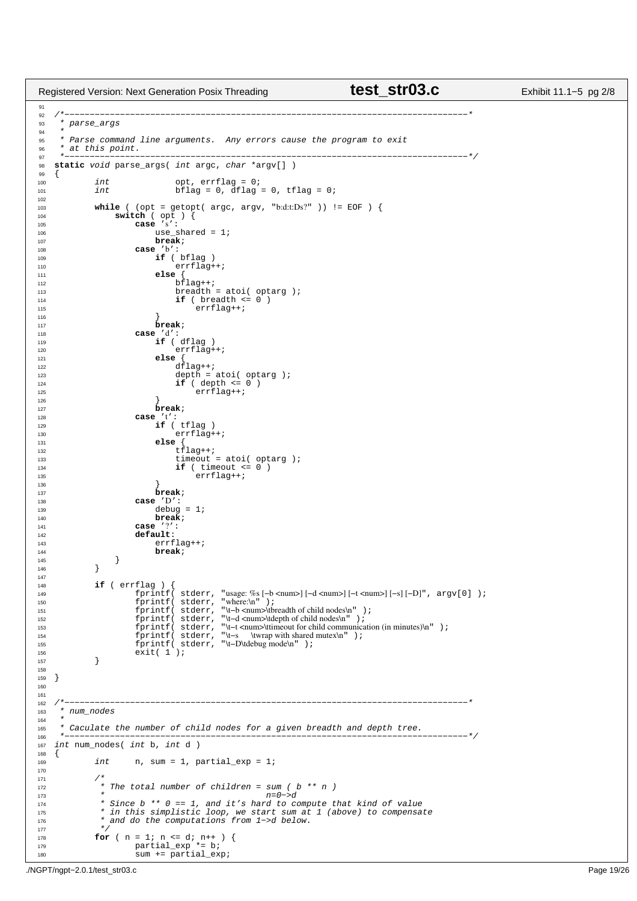```c
/*-----------------------------------------------------------------------------*
 * parse_args
 *
 * Parse command line arguments.  Any errors cause the program to exit
 * at this point.
 *-----------------------------------------------------------------------------*/
static void parse_args( int argc, char *argv[] )
{
        int             opt, errflag = 0;
        int             bflag = 0, dflag = 0, tflag = 0;

        while ( (opt = getopt( argc, argv, "b:d:t:Ds?" )) != EOF ) {
            switch ( opt ) {
                case 's':
                    use_shared = 1;
                    break;
                case 'b':
                    if ( bflag )
                        errflag++;
                    else {
                        bflag++;
                        breadth = atoi( optarg );
                        if ( breadth <= 0 )
                            errflag++;
                    }
                    break;
                case 'd':
                    if ( dflag )
                        errflag++;
                    else {
                        dflag++;
                        depth = atoi( optarg );
                        if ( depth <= 0 )
                            errflag++;
                    }
                    break;
                case 't':
                    if ( tflag )
                        errflag++;
                    else {
                        tflag++;
                        timeout = atoi( optarg );
                        if ( timeout <= 0 )
                            errflag++;
                    }
                    break;
                case 'D':
                    debug = 1;
                    break;
                case '?':
                default:
                    errflag++;
                    break;
            }
        }

        if ( errflag ) {
                fprintf( stderr, "usage: %s [-b <num>] [-d <num>] [-t <num>] [-s] [-D]", argv[0] );
                fprintf( stderr, "where:\n" );
                fprintf( stderr, "\t-b <num>\tbreadth of child nodes\n" );
                fprintf( stderr, "\t-d <num>\tdepth of child nodes\n" );
                fprintf( stderr, "\t-t <num>\ttimeout for child communication (in minutes)\n" );
                fprintf( stderr, "\t-s     \twrap with shared mutex\n" );
                fprintf( stderr, "\t-D\tdebug mode\n" );
                exit( 1 );
        }

}


/*-----------------------------------------------------------------------------*
 * num_nodes
 *
 * Caculate the number of child nodes for a given breadth and depth tree.
 *-----------------------------------------------------------------------------*/
int num_nodes( int b, int d )
{
        int     n, sum = 1, partial_exp = 1;

        /*
         * The total number of children = sum ( b ** n )
         *                                n=0->d
         * Since b ** 0 == 1, and it's hard to compute that kind of value
         * in this simplistic loop, we start sum at 1 (above) to compensate
         * and do the computations from 1->d below.
         */
        for ( n = 1; n <= d; n++ ) {
                partial_exp *= b;
                sum += partial_exp;
```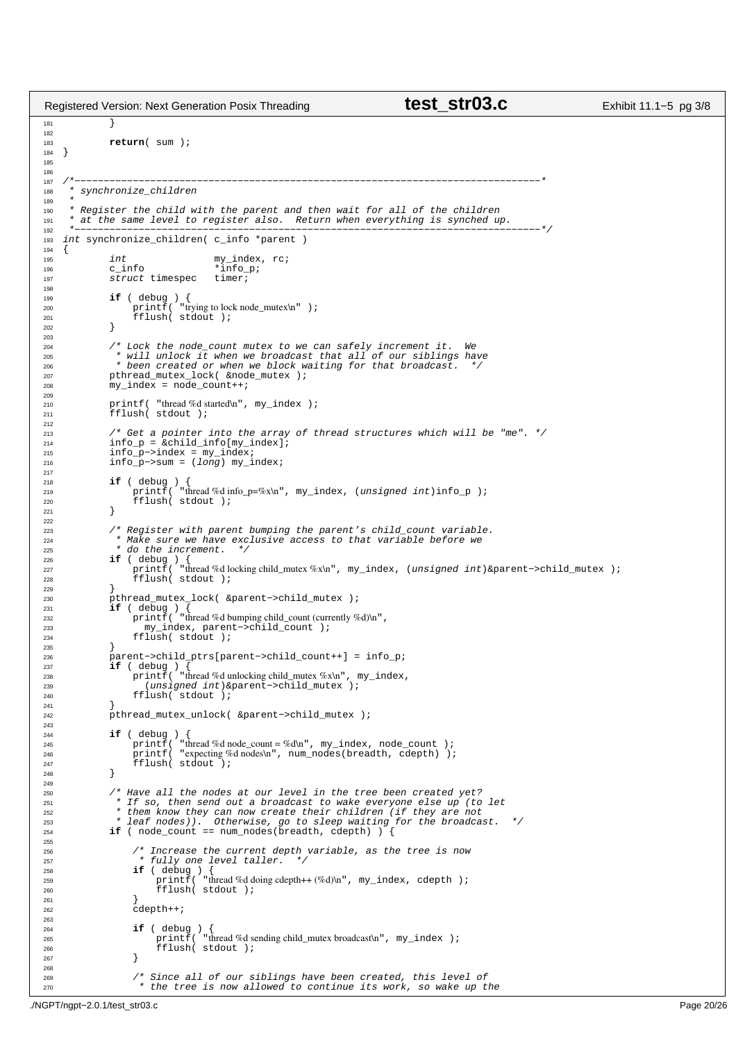```c
181         }
182 
183         return( sum );
184 }
185 
186 
187 /*------------------------------------------------------------------------------*
188  * synchronize_children
189  *
190  * Register the child with the parent and then wait for all of the children
191  * at the same level to register also.  Return when everything is synched up.
192  *------------------------------------------------------------------------------*/
193 int synchronize_children( c_info *parent )
194 {
195         int             my_index, rc;
196         c_info          *info_p;
197         struct timespec  timer;
198 
199         if ( debug ) {
200             printf( "trying to lock node_mutex\n" );
201             fflush( stdout );
202         }
203 
204         /* Lock the node_count mutex to we can safely increment it.  We
205          * will unlock it when we broadcast that all of our siblings have
206          * been created or when we block waiting for that broadcast.  */
207         pthread_mutex_lock( &node_mutex );
208         my_index = node_count++;
209 
210         printf( "thread %d started\n", my_index );
211         fflush( stdout );
212 
213         /* Get a pointer into the array of thread structures which will be "me". */
214         info_p = &child_info[my_index];
215         info_p->index = my_index;
216         info_p->sum = (long) my_index;
217 
218         if ( debug ) {
219             printf( "thread %d info_p=%x\n", my_index, (unsigned int)info_p );
220             fflush( stdout );
221         }
222 
223         /* Register with parent bumping the parent's child_count variable.
224          * Make sure we have exclusive access to that variable before we
225          * do the increment.  */
226         if ( debug ) {
227             printf( "thread %d locking child_mutex %x\n", my_index, (unsigned int)&parent->child_mutex );
228             fflush( stdout );
229         }
230         pthread_mutex_lock( &parent->child_mutex );
231         if ( debug ) {
232             printf( "thread %d bumping child_count (currently %d)\n",
233               my_index, parent->child_count );
234             fflush( stdout );
235         }
236         parent->child_ptrs[parent->child_count++] = info_p;
237         if ( debug ) {
238             printf( "thread %d unlocking child_mutex %x\n", my_index,
239               (unsigned int)&parent->child_mutex );
240             fflush( stdout );
241         }
242         pthread_mutex_unlock( &parent->child_mutex );
243 
244         if ( debug ) {
245             printf( "thread %d node_count = %d\n", my_index, node_count );
246             printf( "expecting %d nodes\n", num_nodes(breadth, cdepth) );
247             fflush( stdout );
248         }
249 
250         /* Have all the nodes at our level in the tree been created yet?
251          * If so, then send out a broadcast to wake everyone else up (to let
252          * them know they can now create their children (if they are not
253          * leaf nodes)).  Otherwise, go to sleep waiting for the broadcast.  */
254         if ( node_count == num_nodes(breadth, cdepth) ) {
255 
256             /* Increase the current depth variable, as the tree is now
257              * fully one level taller.  */
258             if ( debug ) {
259                 printf( "thread %d doing cdepth++ (%d)\n", my_index, cdepth );
260                 fflush( stdout );
261             }
262             cdepth++;
263 
264             if ( debug ) {
265                 printf( "thread %d sending child_mutex broadcast\n", my_index );
266                 fflush( stdout );
267             }
268 
269             /* Since all of our siblings have been created, this level of
270              * the tree is now allowed to continue its work, so wake up the
```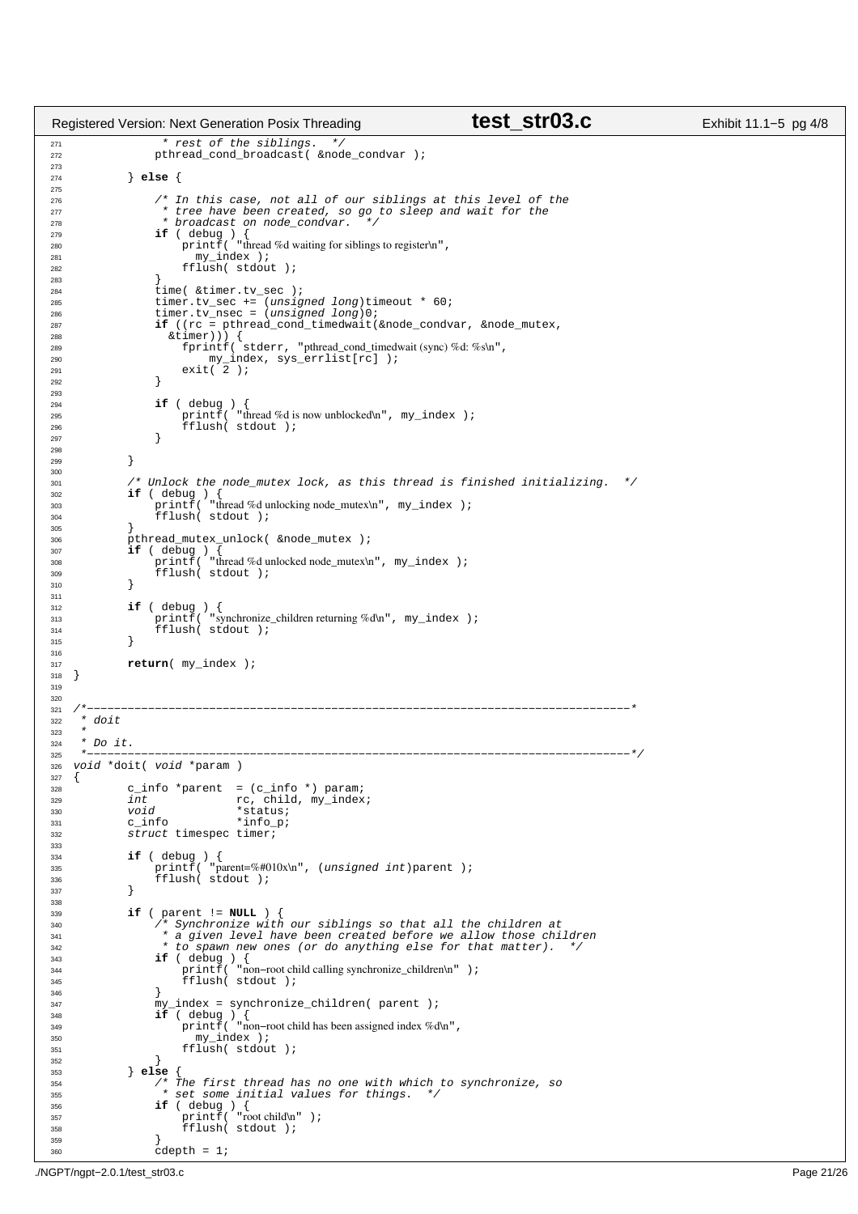```c
               * rest of the siblings.  */
              pthread_cond_broadcast( &node_condvar );

          } else {

              /* In this case, not all of our siblings at this level of the
               * tree have been created, so go to sleep and wait for the
               * broadcast on node_condvar.  */
              if ( debug ) {
                  printf( "thread %d waiting for siblings to register\n",
                    my_index );
                  fflush( stdout );
              }
              time( &timer.tv_sec );
              timer.tv_sec += (unsigned long)timeout * 60;
              timer.tv_nsec = (unsigned long)0;
              if ((rc = pthread_cond_timedwait(&node_condvar, &node_mutex,
                &timer))) {
                  fprintf( stderr, "pthread_cond_timedwait (sync) %d: %s\n",
                      my_index, sys_errlist[rc] );
                  exit( 2 );
              }

              if ( debug ) {
                  printf( "thread %d is now unblocked\n", my_index );
                  fflush( stdout );
              }

          }

          /* Unlock the node_mutex lock, as this thread is finished initializing.  */
          if ( debug ) {
              printf( "thread %d unlocking node_mutex\n", my_index );
              fflush( stdout );
          }
          pthread_mutex_unlock( &node_mutex );
          if ( debug ) {
              printf( "thread %d unlocked node_mutex\n", my_index );
              fflush( stdout );
          }

          if ( debug ) {
              printf( "synchronize_children returning %d\n", my_index );
              fflush( stdout );
          }

          return( my_index );
}


/*------------------------------------------------------------------------------*
 * doit
 *
 * Do it.
 *------------------------------------------------------------------------------*/
void *doit( void *param )
{
          c_info *parent  = (c_info *) param;
          int             rc, child, my_index;
          void            *status;
          c_info          *info_p;
          struct timespec timer;

          if ( debug ) {
              printf( "parent=%#010x\n", (unsigned int)parent );
              fflush( stdout );
          }

          if ( parent != NULL ) {
              /* Synchronize with our siblings so that all the children at
               * a given level have been created before we allow those children
               * to spawn new ones (or do anything else for that matter).  */
              if ( debug ) {
                  printf( "non-root child calling synchronize_children\n" );
                  fflush( stdout );
              }
              my_index = synchronize_children( parent );
              if ( debug ) {
                  printf( "non-root child has been assigned index %d\n",
                    my_index );
                  fflush( stdout );
              }
          } else {
              /* The first thread has no one with which to synchronize, so
               * set some initial values for things.  */
              if ( debug ) {
                  printf( "root child\n" );
                  fflush( stdout );
              }
              cdepth = 1;
```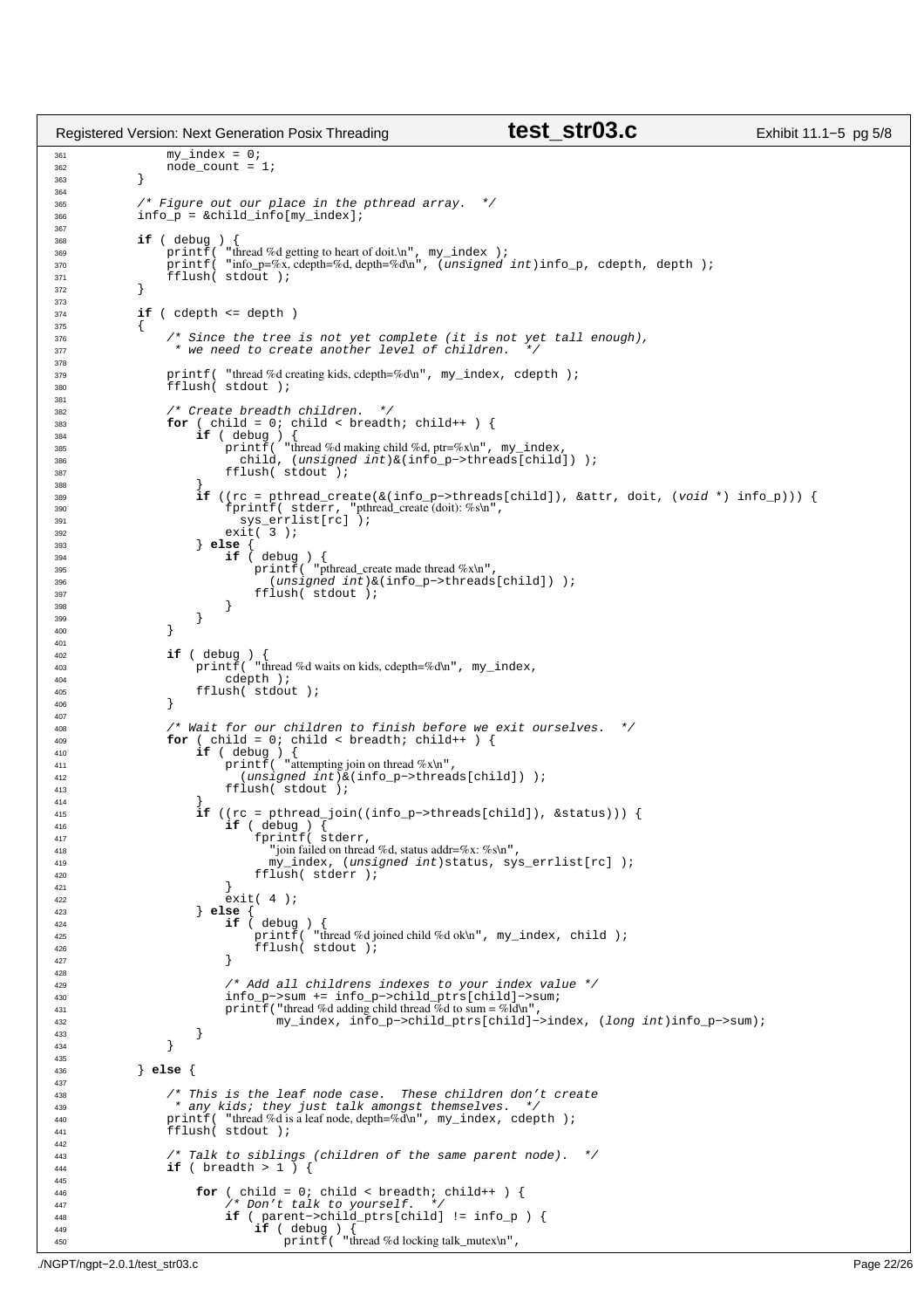```c
            my_index = 0;
            node_count = 1;
        }

        /* Figure out our place in the pthread array.  */
        info_p = &child_info[my_index];

        if ( debug ) {
            printf( "thread %d getting to heart of doit.\n", my_index );
            printf( "info_p=%x, cdepth=%d, depth=%d\n", (unsigned int)info_p, cdepth, depth );
            fflush( stdout );
        }

        if ( cdepth <= depth )
        {
            /* Since the tree is not yet complete (it is not yet tall enough),
             * we need to create another level of children.  */

            printf( "thread %d creating kids, cdepth=%d\n", my_index, cdepth );
            fflush( stdout );

            /* Create breadth children.  */
            for ( child = 0; child < breadth; child++ ) {
                if ( debug ) {
                    printf( "thread %d making child %d, ptr=%x\n", my_index,
                      child, (unsigned int)&(info_p->threads[child]) );
                    fflush( stdout );
                }
                if ((rc = pthread_create(&(info_p->threads[child]), &attr, doit, (void *) info_p))) {
                    fprintf( stderr, "pthread_create (doit): %s\n",
                      sys_errlist[rc] );
                    exit( 3 );
                } else {
                    if ( debug ) {
                        printf( "pthread_create made thread %x\n",
                          (unsigned int)&(info_p->threads[child]) );
                        fflush( stdout );
                    }
                }
            }

            if ( debug ) {
                printf( "thread %d waits on kids, cdepth=%d\n", my_index,
                    cdepth );
                fflush( stdout );
            }

            /* Wait for our children to finish before we exit ourselves.  */
            for ( child = 0; child < breadth; child++ ) {
                if ( debug ) {
                    printf( "attempting join on thread %x\n",
                      (unsigned int)&(info_p->threads[child]) );
                    fflush( stdout );
                }
                if ((rc = pthread_join((info_p->threads[child]), &status))) {
                    if ( debug ) {
                        fprintf( stderr,
                          "join failed on thread %d, status addr=%x: %s\n",
                          my_index, (unsigned int)status, sys_errlist[rc] );
                        fflush( stderr );
                    }
                    exit( 4 );
                } else {
                    if ( debug ) {
                        printf( "thread %d joined child %d ok\n", my_index, child );
                        fflush( stdout );
                    }

                    /* Add all childrens indexes to your index value */
                    info_p->sum += info_p->child_ptrs[child]->sum;
                    printf("thread %d adding child thread %d to sum = %ld\n",
                            my_index, info_p->child_ptrs[child]->index, (long int)info_p->sum);
                }
            }

        } else {

            /* This is the leaf node case.  These children don't create
             * any kids; they just talk amongst themselves.  */
            printf( "thread %d is a leaf node, depth=%d\n", my_index, cdepth );
            fflush( stdout );

            /* Talk to siblings (children of the same parent node).  */
            if ( breadth > 1 ) {

                for ( child = 0; child < breadth; child++ ) {
                    /* Don't talk to yourself.  */
                    if ( parent->child_ptrs[child] != info_p ) {
                        if ( debug ) {
                            printf( "thread %d locking talk_mutex\n",
```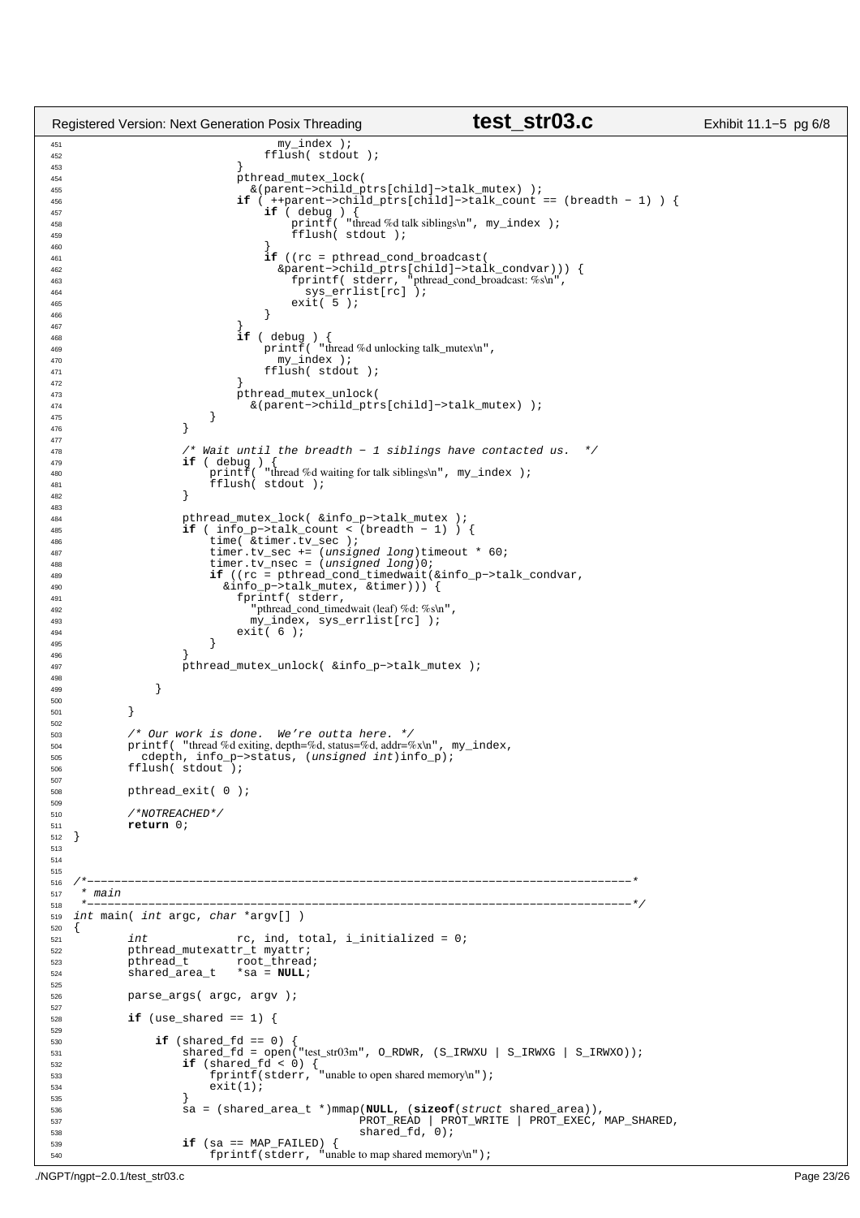```c
                                my_index );
                            fflush( stdout );
                        }
                        pthread_mutex_lock(
                          &(parent->child_ptrs[child]->talk_mutex) );
                        if ( ++parent->child_ptrs[child]->talk_count == (breadth - 1) ) {
                            if ( debug ) {
                                printf( "thread %d talk siblings\n", my_index );
                                fflush( stdout );
                            }
                            if ((rc = pthread_cond_broadcast(
                              &parent->child_ptrs[child]->talk_condvar))) {
                                fprintf( stderr, "pthread_cond_broadcast: %s\n",
                                  sys_errlist[rc] );
                                exit( 5 );
                            }
                        }
                        if ( debug ) {
                            printf( "thread %d unlocking talk_mutex\n",
                              my_index );
                            fflush( stdout );
                        }
                        pthread_mutex_unlock(
                          &(parent->child_ptrs[child]->talk_mutex) );
                    }
                }

                /* Wait until the breadth - 1 siblings have contacted us.  */
                if ( debug ) {
                    printf( "thread %d waiting for talk siblings\n", my_index );
                    fflush( stdout );
                }

                pthread_mutex_lock( &info_p->talk_mutex );
                if ( info_p->talk_count < (breadth - 1) ) {
                    time( &timer.tv_sec );
                    timer.tv_sec += (unsigned long)timeout * 60;
                    timer.tv_nsec = (unsigned long)0;
                    if ((rc = pthread_cond_timedwait(&info_p->talk_condvar,
                      &info_p->talk_mutex, &timer))) {
                        fprintf( stderr,
                          "pthread_cond_timedwait (leaf) %d: %s\n",
                          my_index, sys_errlist[rc] );
                        exit( 6 );
                    }
                }
                pthread_mutex_unlock( &info_p->talk_mutex );

            }

        }

        /* Our work is done.  We're outta here. */
        printf( "thread %d exiting, depth=%d, status=%d, addr=%x\n", my_index,
          cdepth, info_p->status, (unsigned int)info_p);
        fflush( stdout );

        pthread_exit( 0 );

        /*NOTREACHED*/
        return 0;
}



/*------------------------------------------------------------------------------*
 * main
 *------------------------------------------------------------------------------*/
int main( int argc, char *argv[] )
{
        int             rc, ind, total, i_initialized = 0;
        pthread_mutexattr_t myattr;
        pthread_t       root_thread;
        shared_area_t   *sa = NULL;

        parse_args( argc, argv );

        if (use_shared == 1) {

            if (shared_fd == 0) {
                shared_fd = open("test_str03m", O_RDWR, (S_IRWXU | S_IRWXG | S_IRWXO));
                if (shared_fd < 0) {
                    fprintf(stderr, "unable to open shared memory\n");
                    exit(1);
                }
                sa = (shared_area_t *)mmap(NULL, (sizeof(struct shared_area)),
                                          PROT_READ | PROT_WRITE | PROT_EXEC, MAP_SHARED,
                                          shared_fd, 0);
                if (sa == MAP_FAILED) {
                    fprintf(stderr, "unable to map shared memory\n");
```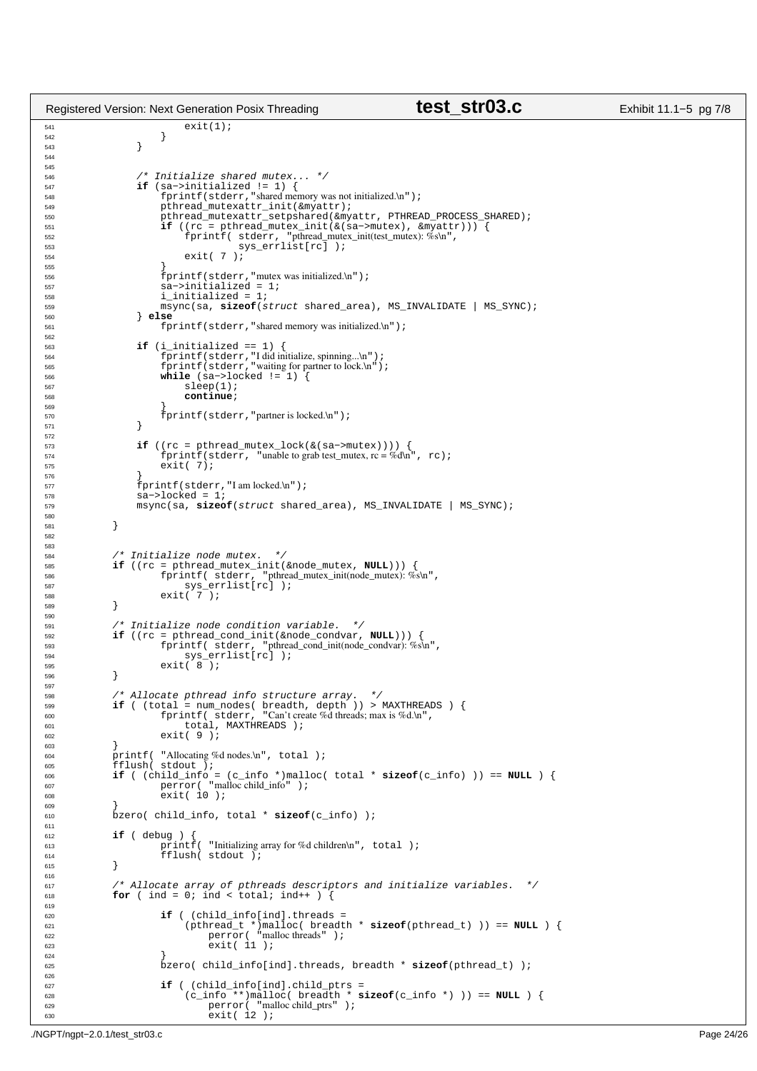```c
                        exit(1);
                    }
                }


                /* Initialize shared mutex... */
                if (sa->initialized != 1) {
                    fprintf(stderr,"shared memory was not initialized.\n");
                    pthread_mutexattr_init(&myattr);
                    pthread_mutexattr_setpshared(&myattr, PTHREAD_PROCESS_SHARED);
                    if ((rc = pthread_mutex_init(&(sa->mutex), &myattr))) {
                        fprintf( stderr, "pthread_mutex_init(test_mutex): %s\n",
                                sys_errlist[rc] );
                        exit( 7 );
                    }
                    fprintf(stderr,"mutex was initialized.\n");
                    sa->initialized = 1;
                    i_initialized = 1;
                    msync(sa, sizeof(struct shared_area), MS_INVALIDATE | MS_SYNC);
                } else
                    fprintf(stderr,"shared memory was initialized.\n");

                if (i_initialized == 1) {
                    fprintf(stderr,"I did initialize, spinning...\n");
                    fprintf(stderr,"waiting for partner to lock.\n");
                    while (sa->locked != 1) {
                        sleep(1);
                        continue;
                    }
                    fprintf(stderr,"partner is locked.\n");
                }

                if ((rc = pthread_mutex_lock(&(sa->mutex)))) {
                    fprintf(stderr, "unable to grab test_mutex, rc = %d\n", rc);
                    exit( 7);
                }
                fprintf(stderr,"I am locked.\n");
                sa->locked = 1;
                msync(sa, sizeof(struct shared_area), MS_INVALIDATE | MS_SYNC);

        }


        /* Initialize node mutex.  */
        if ((rc = pthread_mutex_init(&node_mutex, NULL))) {
                fprintf( stderr, "pthread_mutex_init(node_mutex): %s\n",
                    sys_errlist[rc] );
                exit( 7 );
        }

        /* Initialize node condition variable.  */
        if ((rc = pthread_cond_init(&node_condvar, NULL))) {
                fprintf( stderr, "pthread_cond_init(node_condvar): %s\n",
                    sys_errlist[rc] );
                exit( 8 );
        }

        /* Allocate pthread info structure array.  */
        if ( (total = num_nodes( breadth, depth )) > MAXTHREADS ) {
                fprintf( stderr, "Can't create %d threads; max is %d.\n",
                    total, MAXTHREADS );
                exit( 9 );
        }
        printf( "Allocating %d nodes.\n", total );
        fflush( stdout );
        if ( (child_info = (c_info *)malloc( total * sizeof(c_info) )) == NULL ) {
                perror( "malloc child_info" );
                exit( 10 );
        }
        bzero( child_info, total * sizeof(c_info) );

        if ( debug ) {
                printf( "Initializing array for %d children\n", total );
                fflush( stdout );
        }

        /* Allocate array of pthreads descriptors and initialize variables.  */
        for ( ind = 0; ind < total; ind++ ) {

                if ( (child_info[ind].threads =
                    (pthread_t *)malloc( breadth * sizeof(pthread_t) )) == NULL ) {
                        perror( "malloc threads" );
                        exit( 11 );
                }
                bzero( child_info[ind].threads, breadth * sizeof(pthread_t) );

                if ( (child_info[ind].child_ptrs =
                    (c_info **)malloc( breadth * sizeof(c_info *) )) == NULL ) {
                        perror( "malloc child_ptrs" );
                        exit( 12 );
```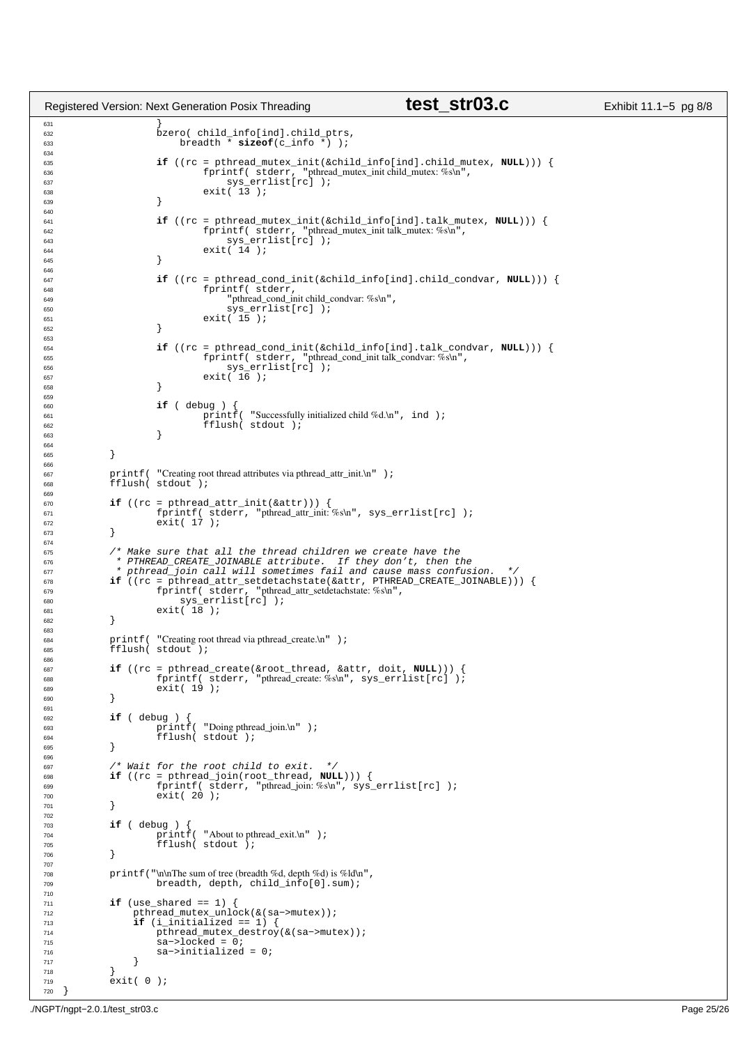```c
                }
                bzero( child_info[ind].child_ptrs,
                       breadth * sizeof(c_info *) );

                if ((rc = pthread_mutex_init(&child_info[ind].child_mutex, NULL))) {
                        fprintf( stderr, "pthread_mutex_init child_mutex: %s\n",
                            sys_errlist[rc] );
                        exit( 13 );
                }

                if ((rc = pthread_mutex_init(&child_info[ind].talk_mutex, NULL))) {
                        fprintf( stderr, "pthread_mutex_init talk_mutex: %s\n",
                            sys_errlist[rc] );
                        exit( 14 );
                }

                if ((rc = pthread_cond_init(&child_info[ind].child_condvar, NULL))) {
                        fprintf( stderr,
                            "pthread_cond_init child_condvar: %s\n",
                            sys_errlist[rc] );
                        exit( 15 );
                }

                if ((rc = pthread_cond_init(&child_info[ind].talk_condvar, NULL))) {
                        fprintf( stderr, "pthread_cond_init talk_condvar: %s\n",
                            sys_errlist[rc] );
                        exit( 16 );
                }

                if ( debug ) {
                        printf( "Successfully initialized child %d.\n", ind );
                        fflush( stdout );
                }

        }

        printf( "Creating root thread attributes via pthread_attr_init.\n" );
        fflush( stdout );

        if ((rc = pthread_attr_init(&attr))) {
                fprintf( stderr, "pthread_attr_init: %s\n", sys_errlist[rc] );
                exit( 17 );
        }

        /* Make sure that all the thread children we create have the
         * PTHREAD_CREATE_JOINABLE attribute.  If they don't, then the
         * pthread_join call will sometimes fail and cause mass confusion.  */
        if ((rc = pthread_attr_setdetachstate(&attr, PTHREAD_CREATE_JOINABLE))) {
                fprintf( stderr, "pthread_attr_setdetachstate: %s\n",
                    sys_errlist[rc] );
                exit( 18 );
        }

        printf( "Creating root thread via pthread_create.\n" );
        fflush( stdout );

        if ((rc = pthread_create(&root_thread, &attr, doit, NULL))) {
                fprintf( stderr, "pthread_create: %s\n", sys_errlist[rc] );
                exit( 19 );
        }

        if ( debug ) {
                printf( "Doing pthread_join.\n" );
                fflush( stdout );
        }

        /* Wait for the root child to exit.  */
        if ((rc = pthread_join(root_thread, NULL))) {
                fprintf( stderr, "pthread_join: %s\n", sys_errlist[rc] );
                exit( 20 );
        }

        if ( debug ) {
                printf( "About to pthread_exit.\n" );
                fflush( stdout );
        }

        printf("\n\nThe sum of tree (breadth %d, depth %d) is %ld\n",
                breadth, depth, child_info[0].sum);

        if (use_shared == 1) {
            pthread_mutex_unlock(&(sa->mutex));
            if (i_initialized == 1) {
                pthread_mutex_destroy(&(sa->mutex));
                sa->locked = 0;
                sa->initialized = 0;
            }
        }
        exit( 0 );
}
```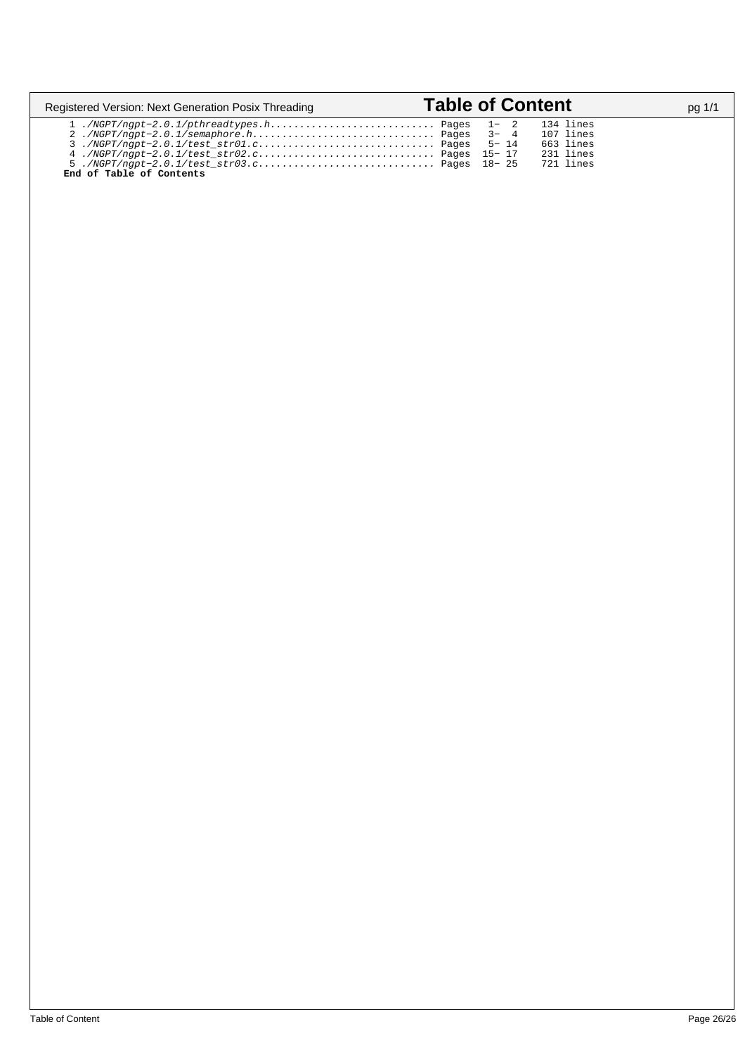# Table of Content

```
1 ./NGPT/ngpt-2.0.1/pthreadtypes.h............................ Pages   1- 2    134 lines
2 ./NGPT/ngpt-2.0.1/semaphore.h............................... Pages   3- 4    107 lines
3 ./NGPT/ngpt-2.0.1/test_str01.c.............................. Pages   5- 14   663 lines
4 ./NGPT/ngpt-2.0.1/test_str02.c.............................. Pages  15- 17   231 lines
5 ./NGPT/ngpt-2.0.1/test_str03.c.............................. Pages  18- 25   721 lines
```

**End of Table of Contents**